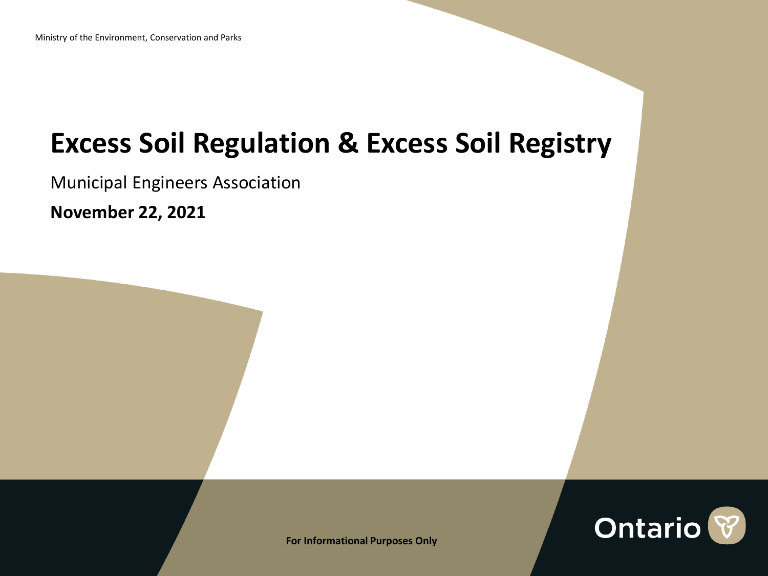Ministry of the Environment, Conservation and Parks

# Excess Soil Regulation & Excess Soil Registry

Municipal Engineers Association

**November 22, 2021**

**For Informational Purposes Only**

Ontario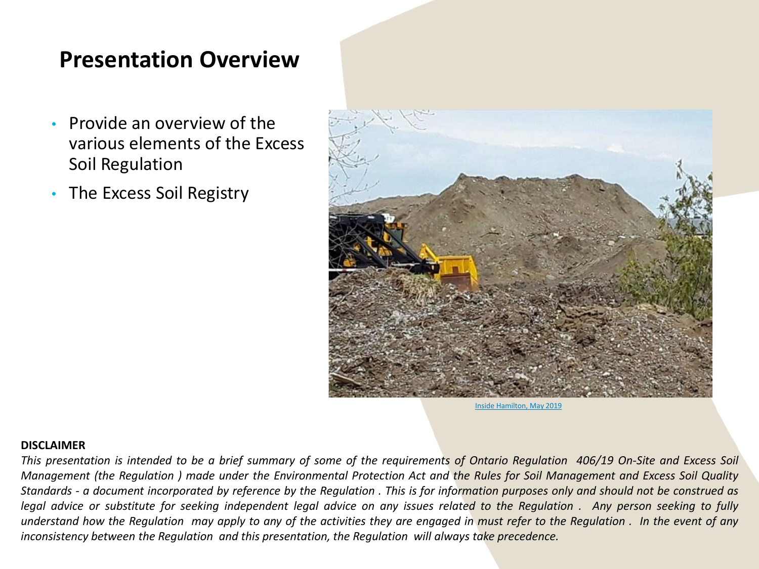# Presentation Overview

- Provide an overview of the various elements of the Excess Soil Regulation
- The Excess Soil Registry

Inside Hamilton, May 2019

**DISCLAIMER**

*This presentation is intended to be a brief summary of some of the requirements of Ontario Regulation 406/19 On-Site and Excess Soil Management (the Regulation ) made under the Environmental Protection Act and the Rules for Soil Management and Excess Soil Quality Standards - a document incorporated by reference by the Regulation . This is for information purposes only and should not be construed as legal advice or substitute for seeking independent legal advice on any issues related to the Regulation . Any person seeking to fully understand how the Regulation may apply to any of the activities they are engaged in must refer to the Regulation . In the event of any inconsistency between the Regulation and this presentation, the Regulation will always take precedence.*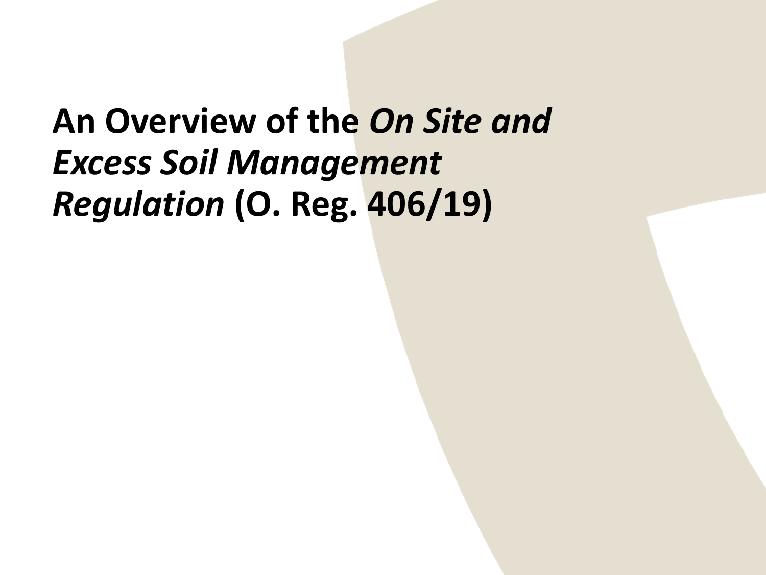# An Overview of the *On Site and Excess Soil Management Regulation* (O. Reg. 406/19)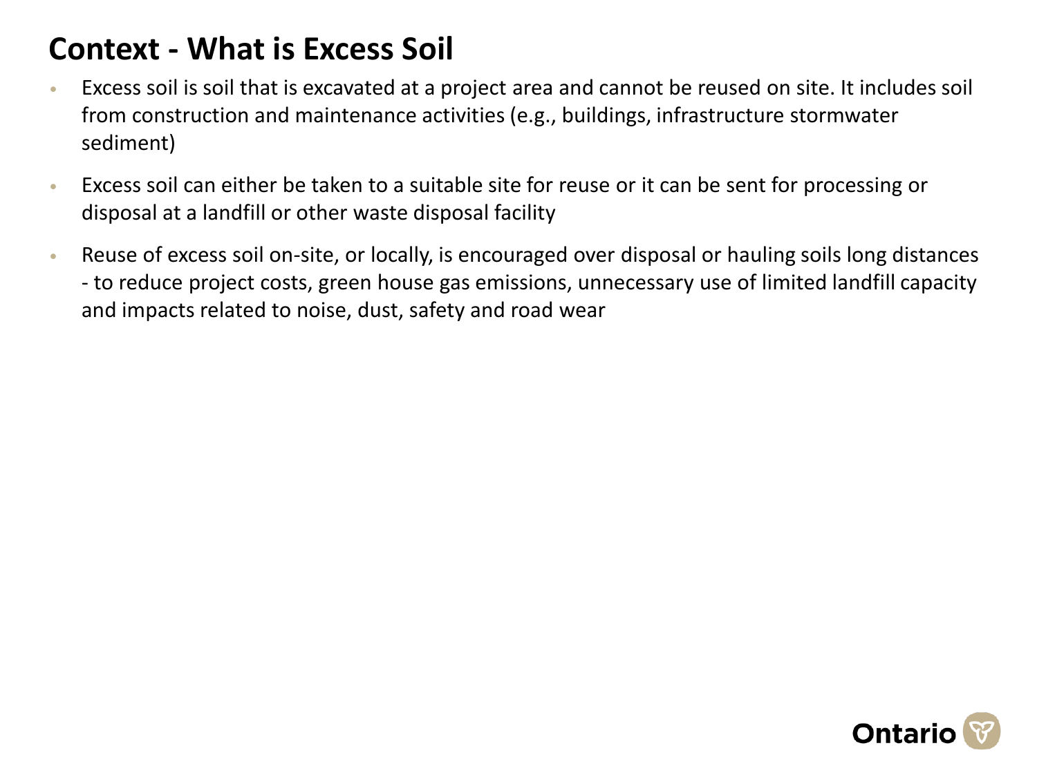# Context - What is Excess Soil

- Excess soil is soil that is excavated at a project area and cannot be reused on site. It includes soil from construction and maintenance activities (e.g., buildings, infrastructure stormwater sediment)
- Excess soil can either be taken to a suitable site for reuse or it can be sent for processing or disposal at a landfill or other waste disposal facility
- Reuse of excess soil on-site, or locally, is encouraged over disposal or hauling soils long distances - to reduce project costs, green house gas emissions, unnecessary use of limited landfill capacity and impacts related to noise, dust, safety and road wear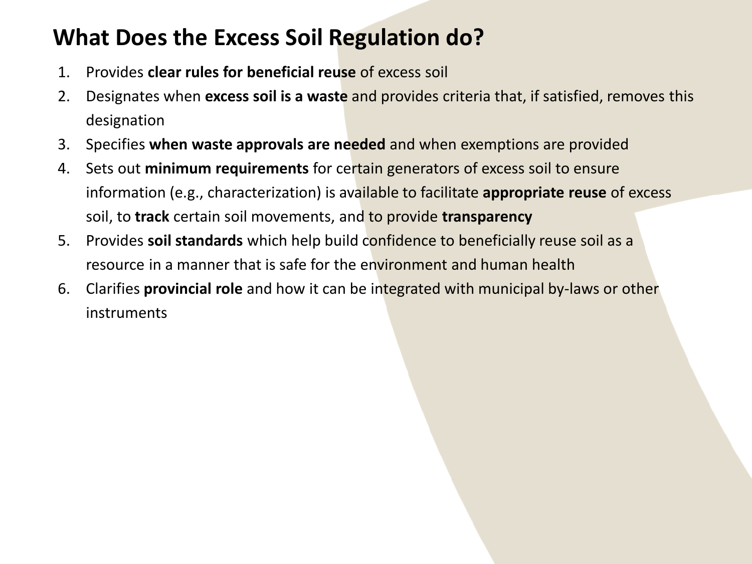# What Does the Excess Soil Regulation do?

1. Provides **clear rules for beneficial reuse** of excess soil
2. Designates when **excess soil is a waste** and provides criteria that, if satisfied, removes this designation
3. Specifies **when waste approvals are needed** and when exemptions are provided
4. Sets out **minimum requirements** for certain generators of excess soil to ensure information (e.g., characterization) is available to facilitate **appropriate reuse** of excess soil, to **track** certain soil movements, and to provide **transparency**
5. Provides **soil standards** which help build confidence to beneficially reuse soil as a resource in a manner that is safe for the environment and human health
6. Clarifies **provincial role** and how it can be integrated with municipal by-laws or other instruments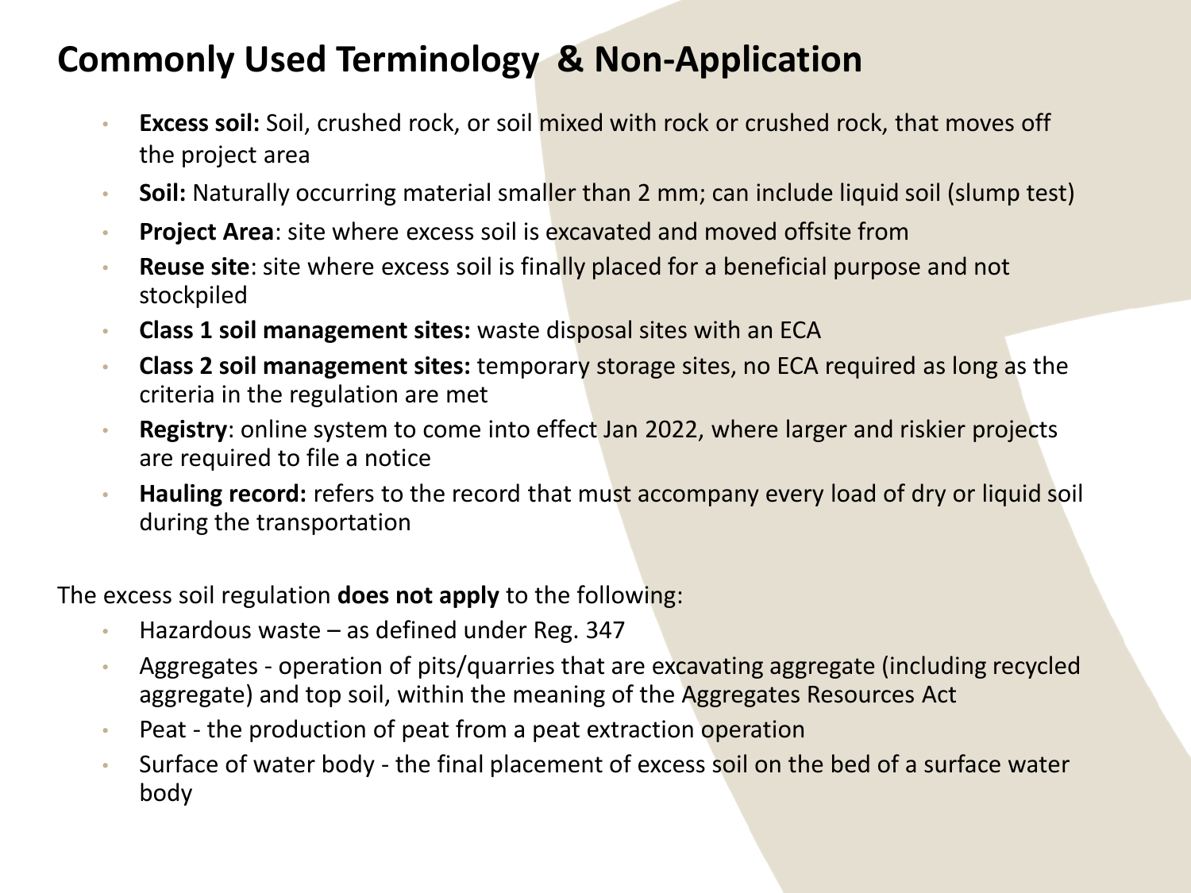# Commonly Used Terminology & Non-Application

- **Excess soil:** Soil, crushed rock, or soil mixed with rock or crushed rock, that moves off the project area
- **Soil:** Naturally occurring material smaller than 2 mm; can include liquid soil (slump test)
- **Project Area**: site where excess soil is excavated and moved offsite from
- **Reuse site**: site where excess soil is finally placed for a beneficial purpose and not stockpiled
- **Class 1 soil management sites:** waste disposal sites with an ECA
- **Class 2 soil management sites:** temporary storage sites, no ECA required as long as the criteria in the regulation are met
- **Registry**: online system to come into effect Jan 2022, where larger and riskier projects are required to file a notice
- **Hauling record:** refers to the record that must accompany every load of dry or liquid soil during the transportation

The excess soil regulation **does not apply** to the following:

- Hazardous waste – as defined under Reg. 347
- Aggregates - operation of pits/quarries that are excavating aggregate (including recycled aggregate) and top soil, within the meaning of the Aggregates Resources Act
- Peat - the production of peat from a peat extraction operation
- Surface of water body - the final placement of excess soil on the bed of a surface water body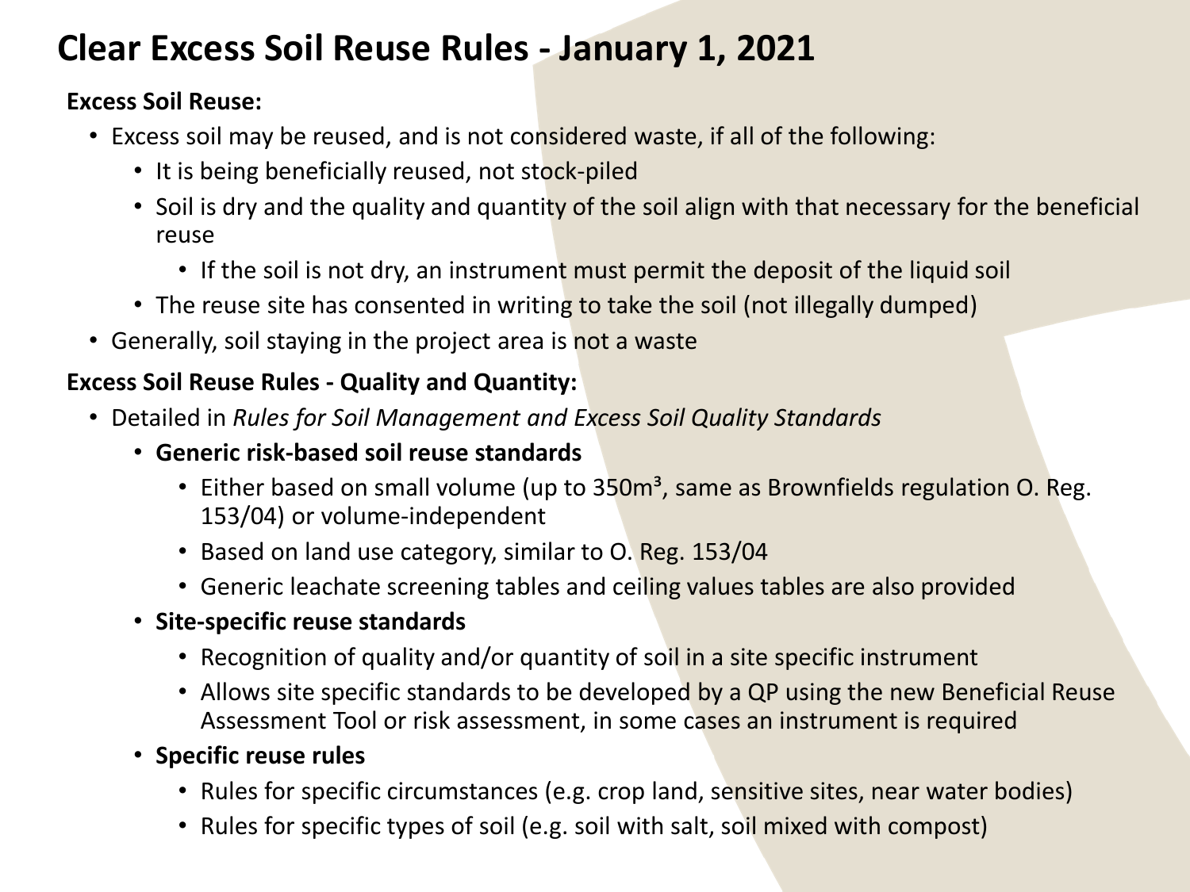# Clear Excess Soil Reuse Rules - January 1, 2021

**Excess Soil Reuse:**

- Excess soil may be reused, and is not considered waste, if all of the following:
  - It is being beneficially reused, not stock-piled
  - Soil is dry and the quality and quantity of the soil align with that necessary for the beneficial reuse
    - If the soil is not dry, an instrument must permit the deposit of the liquid soil
  - The reuse site has consented in writing to take the soil (not illegally dumped)
- Generally, soil staying in the project area is not a waste

**Excess Soil Reuse Rules - Quality and Quantity:**

- Detailed in *Rules for Soil Management and Excess Soil Quality Standards*
  - **Generic risk-based soil reuse standards**
    - Either based on small volume (up to 350m³, same as Brownfields regulation O. Reg. 153/04) or volume-independent
    - Based on land use category, similar to O. Reg. 153/04
    - Generic leachate screening tables and ceiling values tables are also provided
  - **Site-specific reuse standards**
    - Recognition of quality and/or quantity of soil in a site specific instrument
    - Allows site specific standards to be developed by a QP using the new Beneficial Reuse Assessment Tool or risk assessment, in some cases an instrument is required
  - **Specific reuse rules**
    - Rules for specific circumstances (e.g. crop land, sensitive sites, near water bodies)
    - Rules for specific types of soil (e.g. soil with salt, soil mixed with compost)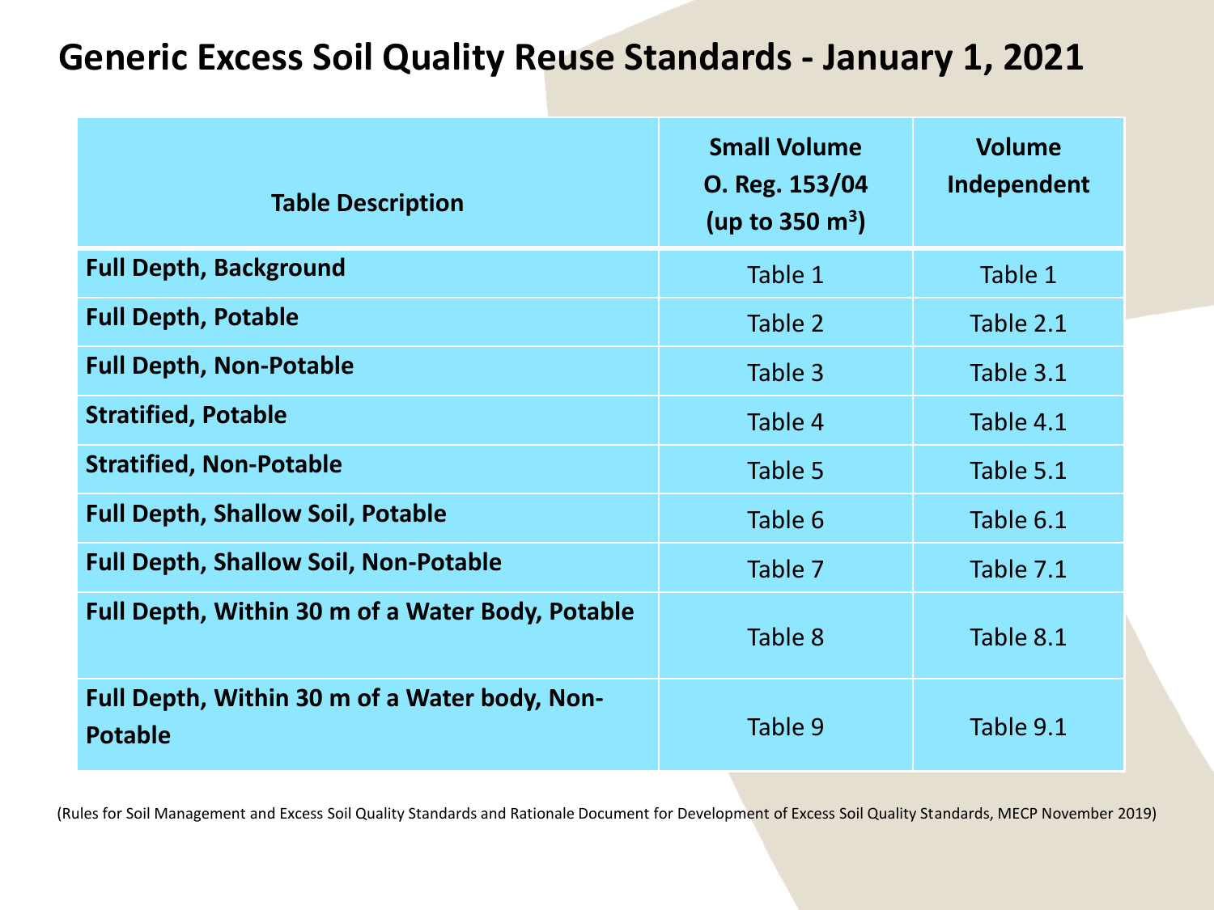# Generic Excess Soil Quality Reuse Standards - January 1, 2021

| Table Description | Small Volume O. Reg. 153/04 (up to 350 $m^3$) | Volume Independent |
|---|---|---|
| **Full Depth, Background** | Table 1 | Table 1 |
| **Full Depth, Potable** | Table 2 | Table 2.1 |
| **Full Depth, Non-Potable** | Table 3 | Table 3.1 |
| **Stratified, Potable** | Table 4 | Table 4.1 |
| **Stratified, Non-Potable** | Table 5 | Table 5.1 |
| **Full Depth, Shallow Soil, Potable** | Table 6 | Table 6.1 |
| **Full Depth, Shallow Soil, Non-Potable** | Table 7 | Table 7.1 |
| **Full Depth, Within 30 m of a Water Body, Potable** | Table 8 | Table 8.1 |
| **Full Depth, Within 30 m of a Water body, Non-Potable** | Table 9 | Table 9.1 |

(Rules for Soil Management and Excess Soil Quality Standards and Rationale Document for Development of Excess Soil Quality Standards, MECP November 2019)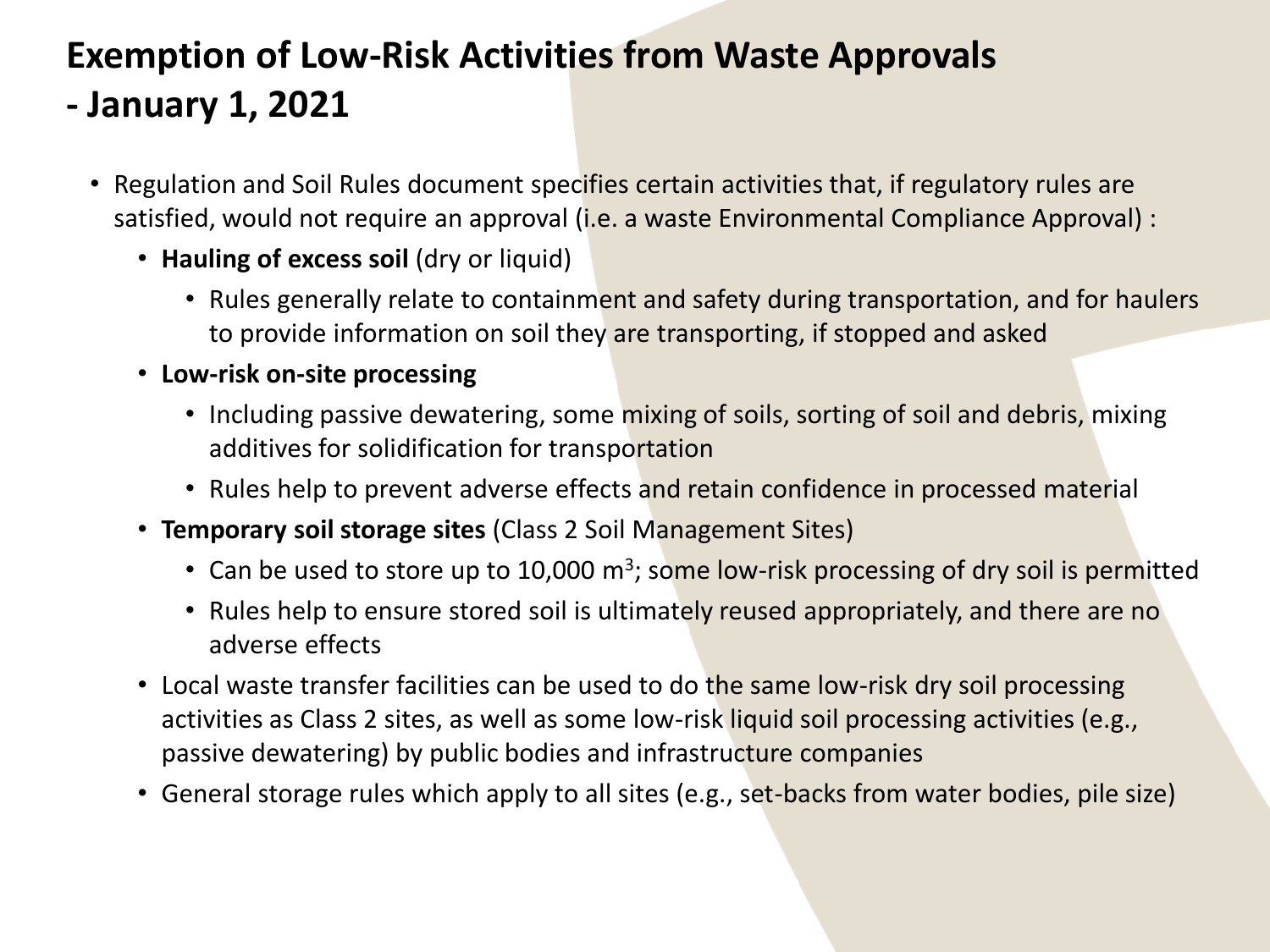# Exemption of Low-Risk Activities from Waste Approvals - January 1, 2021

- Regulation and Soil Rules document specifies certain activities that, if regulatory rules are satisfied, would not require an approval (i.e. a waste Environmental Compliance Approval) :
  - **Hauling of excess soil** (dry or liquid)
    - Rules generally relate to containment and safety during transportation, and for haulers to provide information on soil they are transporting, if stopped and asked
  - **Low-risk on-site processing**
    - Including passive dewatering, some mixing of soils, sorting of soil and debris, mixing additives for solidification for transportation
    - Rules help to prevent adverse effects and retain confidence in processed material
  - **Temporary soil storage sites** (Class 2 Soil Management Sites)
    - Can be used to store up to 10,000 $m^3$; some low-risk processing of dry soil is permitted
    - Rules help to ensure stored soil is ultimately reused appropriately, and there are no adverse effects
  - Local waste transfer facilities can be used to do the same low-risk dry soil processing activities as Class 2 sites, as well as some low-risk liquid soil processing activities (e.g., passive dewatering) by public bodies and infrastructure companies
  - General storage rules which apply to all sites (e.g., set-backs from water bodies, pile size)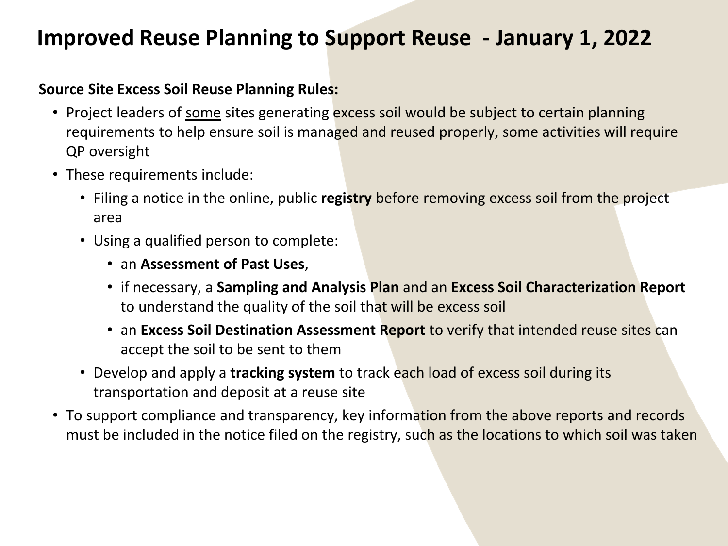# Improved Reuse Planning to Support Reuse - January 1, 2022

**Source Site Excess Soil Reuse Planning Rules:**

- Project leaders of <u>some</u> sites generating excess soil would be subject to certain planning requirements to help ensure soil is managed and reused properly, some activities will require QP oversight
- These requirements include:
  - Filing a notice in the online, public **registry** before removing excess soil from the project area
  - Using a qualified person to complete:
    - an **Assessment of Past Uses**,
    - if necessary, a **Sampling and Analysis Plan** and an **Excess Soil Characterization Report** to understand the quality of the soil that will be excess soil
    - an **Excess Soil Destination Assessment Report** to verify that intended reuse sites can accept the soil to be sent to them
  - Develop and apply a **tracking system** to track each load of excess soil during its transportation and deposit at a reuse site
- To support compliance and transparency, key information from the above reports and records must be included in the notice filed on the registry, such as the locations to which soil was taken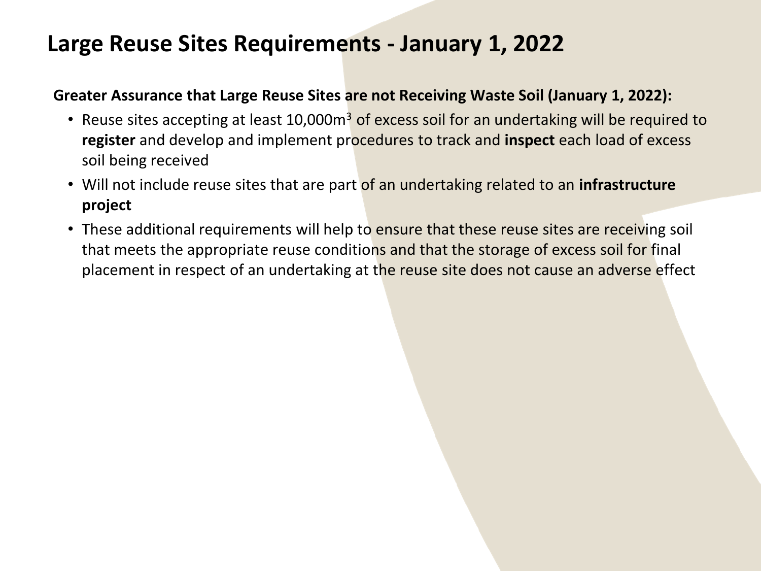# Large Reuse Sites Requirements - January 1, 2022

**Greater Assurance that Large Reuse Sites are not Receiving Waste Soil (January 1, 2022):**

- Reuse sites accepting at least 10,000m$^3$ of excess soil for an undertaking will be required to **register** and develop and implement procedures to track and **inspect** each load of excess soil being received
- Will not include reuse sites that are part of an undertaking related to an **infrastructure project**
- These additional requirements will help to ensure that these reuse sites are receiving soil that meets the appropriate reuse conditions and that the storage of excess soil for final placement in respect of an undertaking at the reuse site does not cause an adverse effect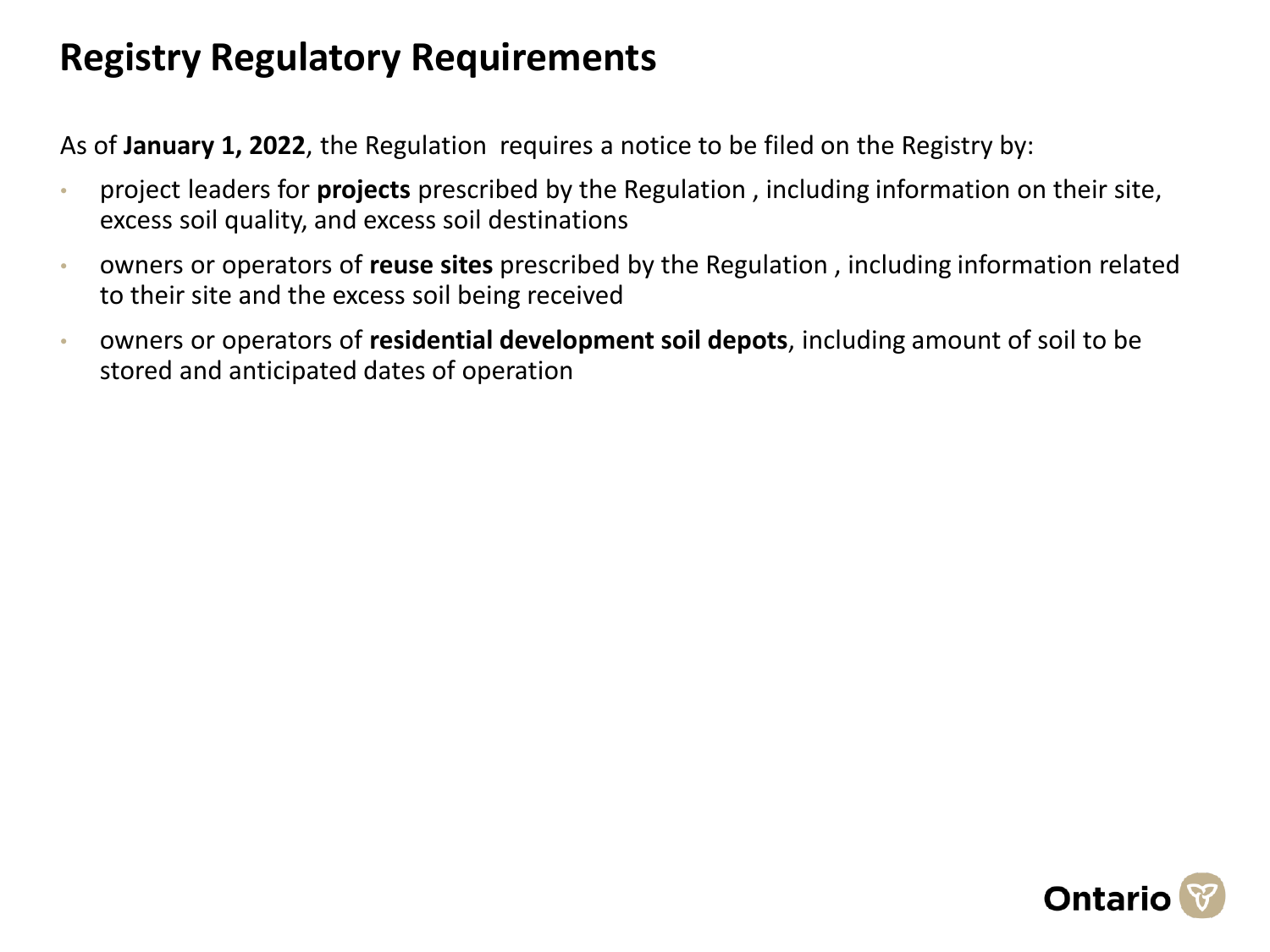# Registry Regulatory Requirements

As of **January 1, 2022**, the Regulation requires a notice to be filed on the Registry by:

- project leaders for **projects** prescribed by the Regulation , including information on their site, excess soil quality, and excess soil destinations
- owners or operators of **reuse sites** prescribed by the Regulation , including information related to their site and the excess soil being received
- owners or operators of **residential development soil depots**, including amount of soil to be stored and anticipated dates of operation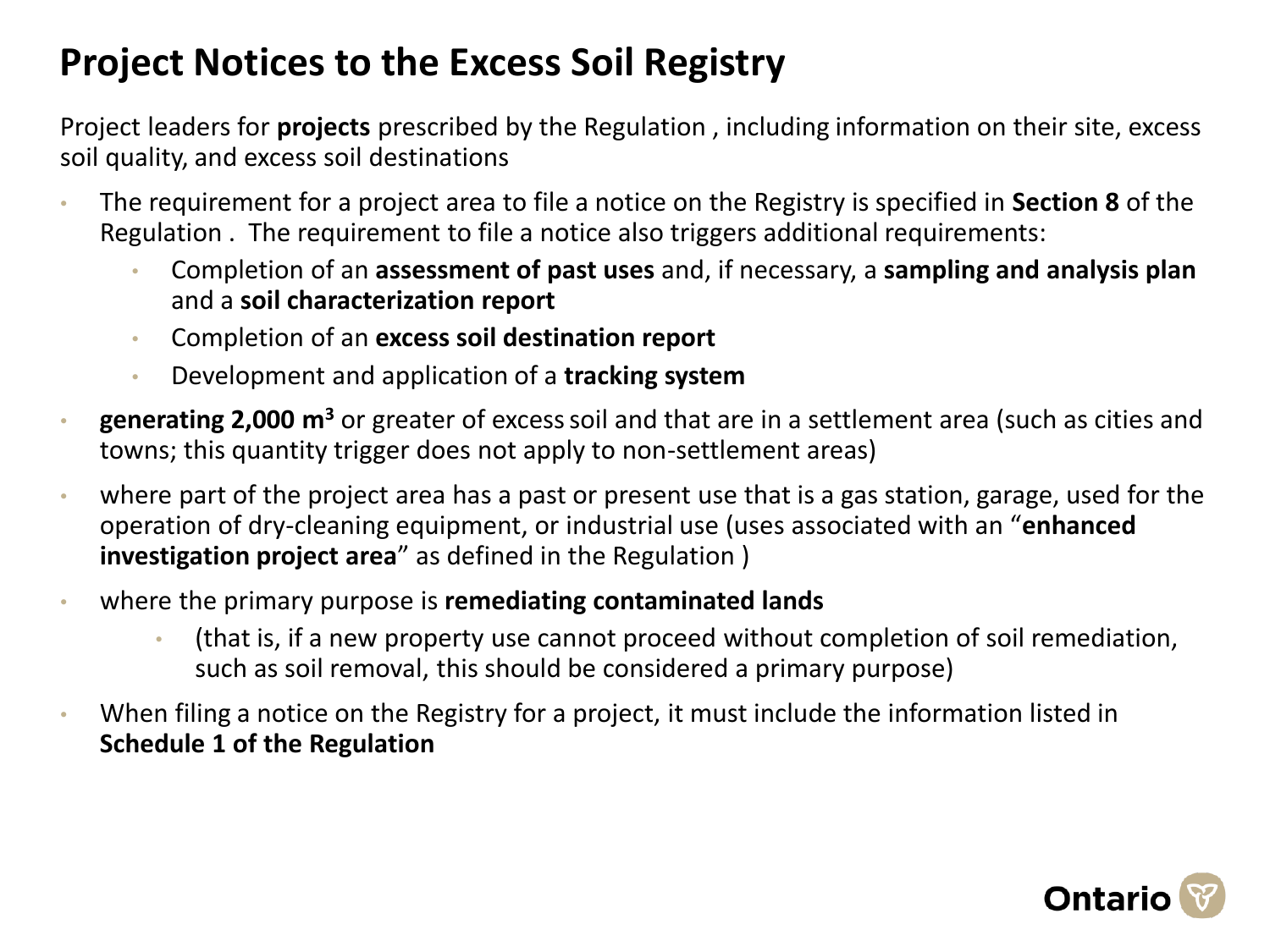# Project Notices to the Excess Soil Registry

Project leaders for **projects** prescribed by the Regulation , including information on their site, excess soil quality, and excess soil destinations

- The requirement for a project area to file a notice on the Registry is specified in **Section 8** of the Regulation . The requirement to file a notice also triggers additional requirements:
  - Completion of an **assessment of past uses** and, if necessary, a **sampling and analysis plan** and a **soil characterization report**
  - Completion of an **excess soil destination report**
  - Development and application of a **tracking system**
- **generating 2,000 $m^3$** or greater of excess soil and that are in a settlement area (such as cities and towns; this quantity trigger does not apply to non-settlement areas)
- where part of the project area has a past or present use that is a gas station, garage, used for the operation of dry-cleaning equipment, or industrial use (uses associated with an "**enhanced investigation project area**" as defined in the Regulation )
- where the primary purpose is **remediating contaminated lands**
  - (that is, if a new property use cannot proceed without completion of soil remediation, such as soil removal, this should be considered a primary purpose)
- When filing a notice on the Registry for a project, it must include the information listed in **Schedule 1 of the Regulation**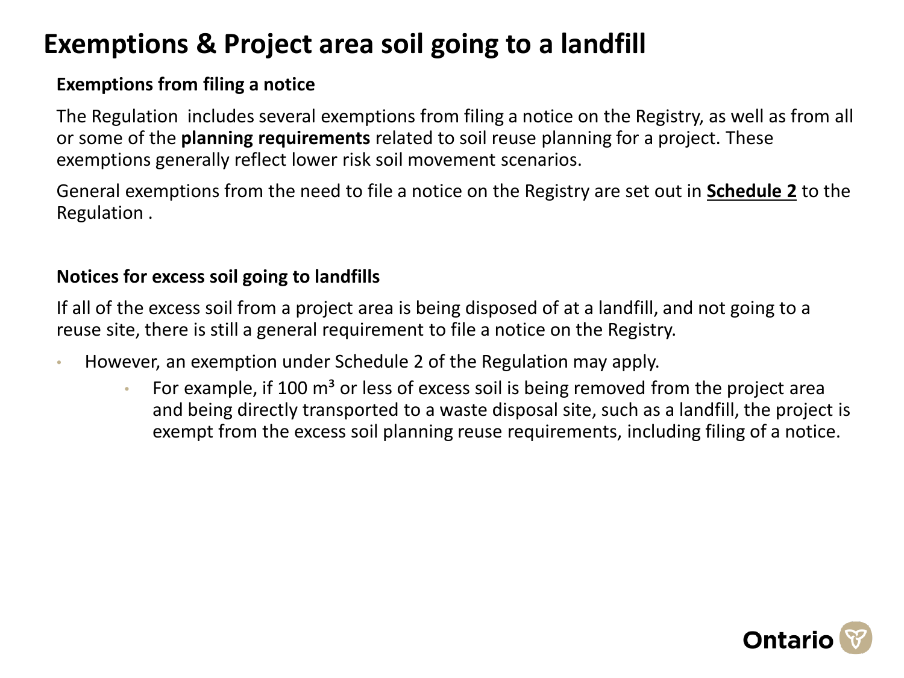# Exemptions & Project area soil going to a landfill

### Exemptions from filing a notice

The Regulation includes several exemptions from filing a notice on the Registry, as well as from all or some of the **planning requirements** related to soil reuse planning for a project. These exemptions generally reflect lower risk soil movement scenarios.

General exemptions from the need to file a notice on the Registry are set out in **Schedule 2** to the Regulation .

### Notices for excess soil going to landfills

If all of the excess soil from a project area is being disposed of at a landfill, and not going to a reuse site, there is still a general requirement to file a notice on the Registry.

- However, an exemption under Schedule 2 of the Regulation may apply.
  - For example, if 100 $m^3$ or less of excess soil is being removed from the project area and being directly transported to a waste disposal site, such as a landfill, the project is exempt from the excess soil planning reuse requirements, including filing of a notice.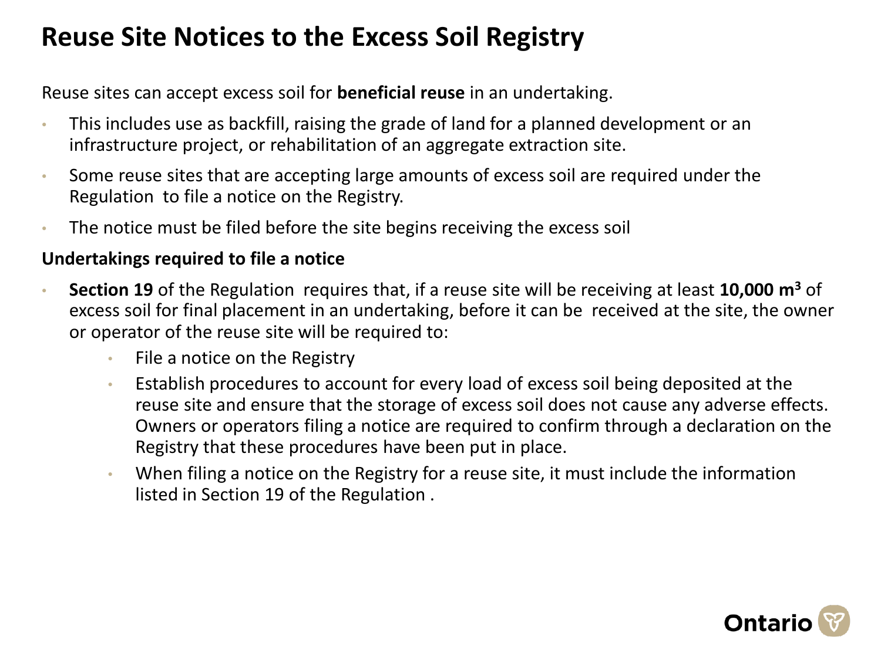# Reuse Site Notices to the Excess Soil Registry

Reuse sites can accept excess soil for **beneficial reuse** in an undertaking.

- This includes use as backfill, raising the grade of land for a planned development or an infrastructure project, or rehabilitation of an aggregate extraction site.
- Some reuse sites that are accepting large amounts of excess soil are required under the Regulation to file a notice on the Registry.
- The notice must be filed before the site begins receiving the excess soil

**Undertakings required to file a notice**

- **Section 19** of the Regulation requires that, if a reuse site will be receiving at least **10,000 $m^3$** of excess soil for final placement in an undertaking, before it can be received at the site, the owner or operator of the reuse site will be required to:
  - File a notice on the Registry
  - Establish procedures to account for every load of excess soil being deposited at the reuse site and ensure that the storage of excess soil does not cause any adverse effects. Owners or operators filing a notice are required to confirm through a declaration on the Registry that these procedures have been put in place.
  - When filing a notice on the Registry for a reuse site, it must include the information listed in Section 19 of the Regulation .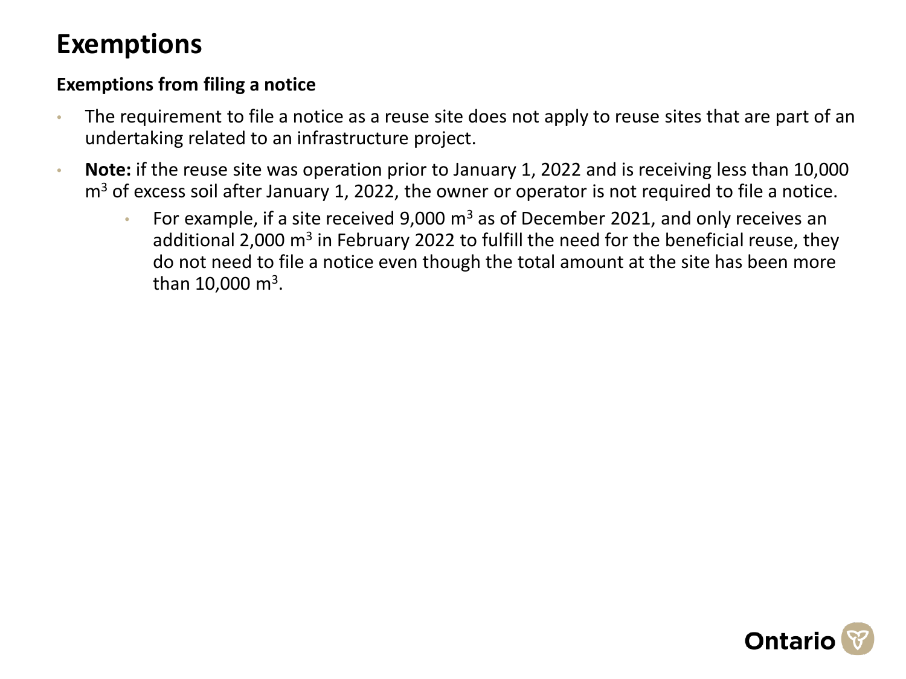# Exemptions

**Exemptions from filing a notice**

- The requirement to file a notice as a reuse site does not apply to reuse sites that are part of an undertaking related to an infrastructure project.
- **Note:** if the reuse site was operation prior to January 1, 2022 and is receiving less than 10,000 $m^3$ of excess soil after January 1, 2022, the owner or operator is not required to file a notice.
  - For example, if a site received 9,000 $m^3$ as of December 2021, and only receives an additional 2,000 $m^3$ in February 2022 to fulfill the need for the beneficial reuse, they do not need to file a notice even though the total amount at the site has been more than 10,000 $m^3$.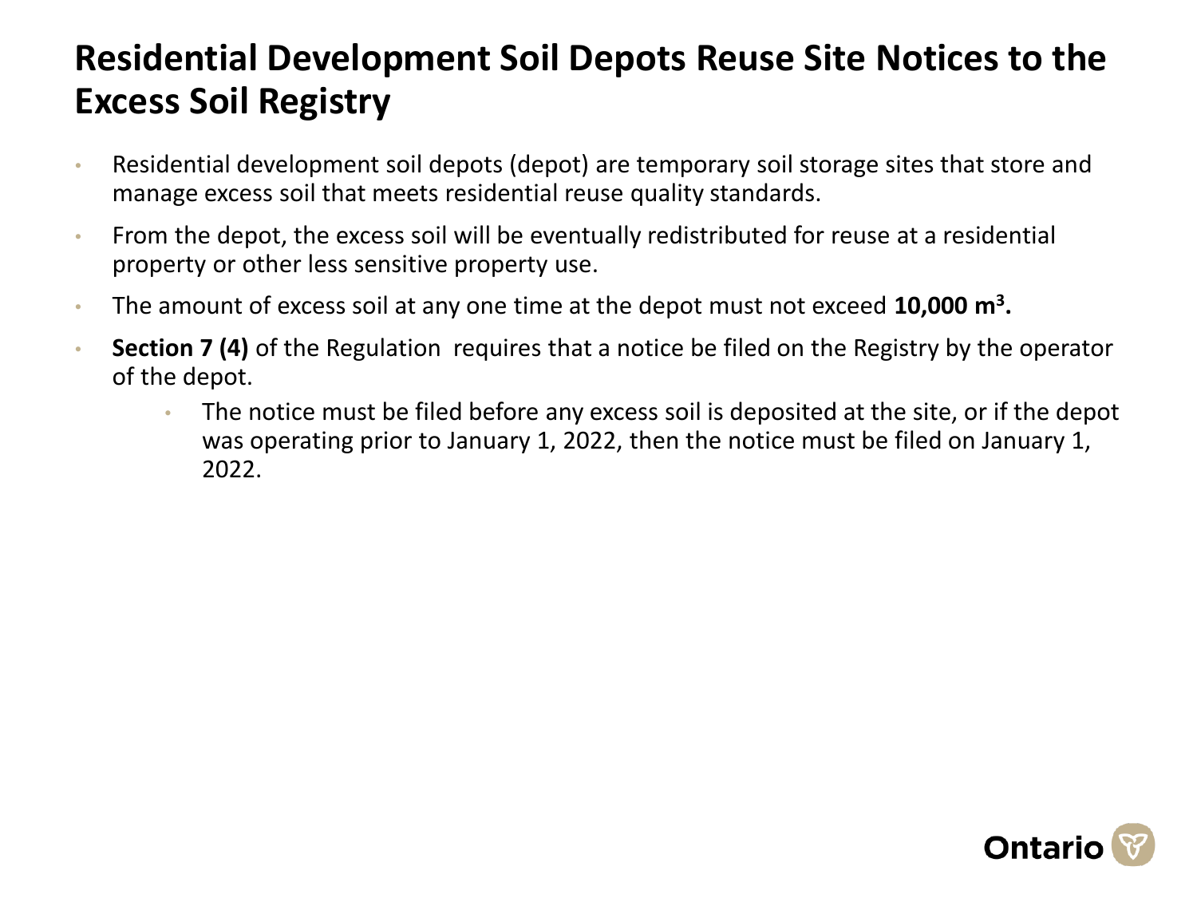# Residential Development Soil Depots Reuse Site Notices to the Excess Soil Registry

- Residential development soil depots (depot) are temporary soil storage sites that store and manage excess soil that meets residential reuse quality standards.
- From the depot, the excess soil will be eventually redistributed for reuse at a residential property or other less sensitive property use.
- The amount of excess soil at any one time at the depot must not exceed **10,000 $m^3$.**
- **Section 7 (4)** of the Regulation requires that a notice be filed on the Registry by the operator of the depot.
  - The notice must be filed before any excess soil is deposited at the site, or if the depot was operating prior to January 1, 2022, then the notice must be filed on January 1, 2022.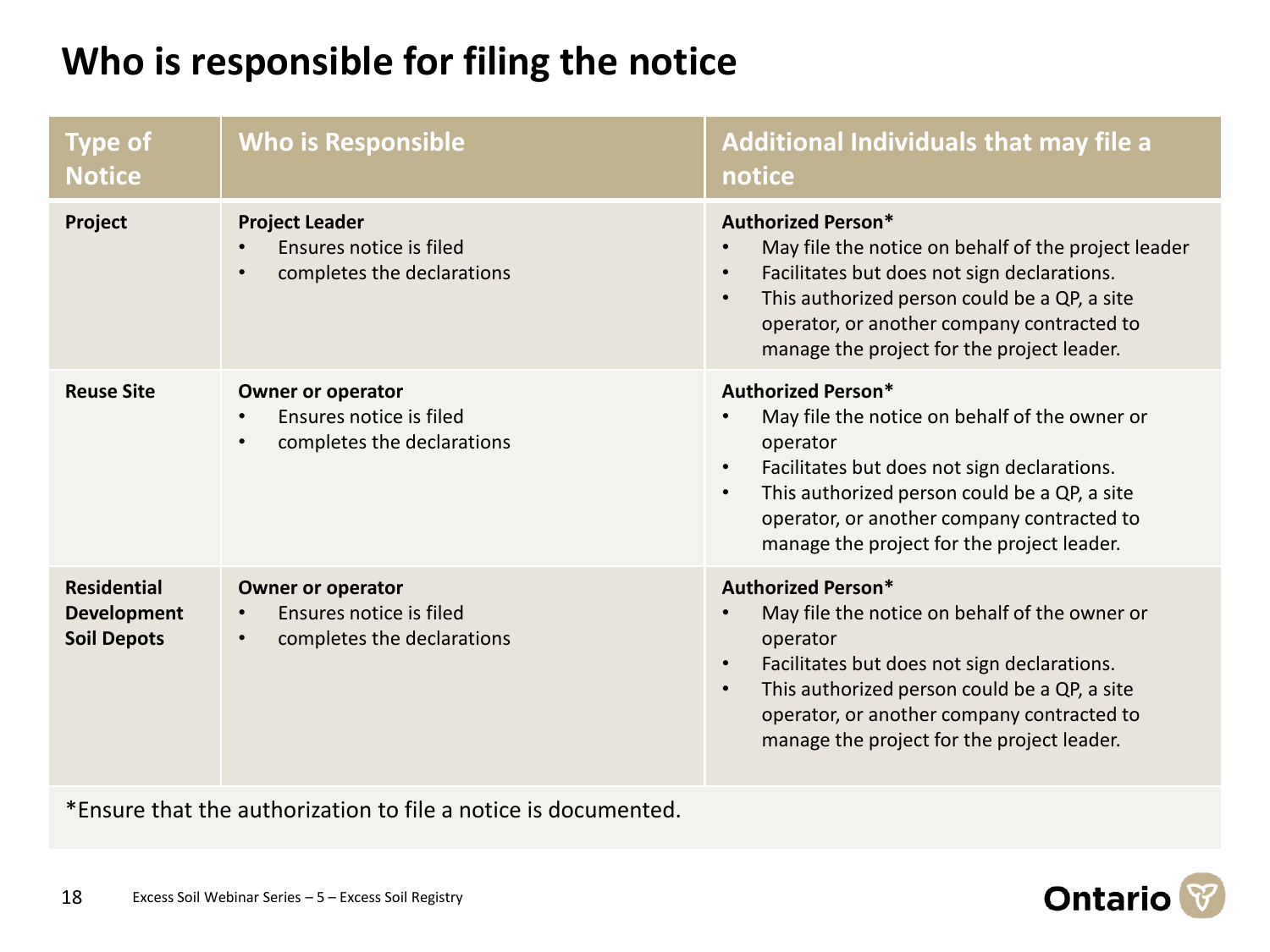# Who is responsible for filing the notice

| Type of Notice | Who is Responsible | Additional Individuals that may file a notice |
|---|---|---|
| **Project** | **Project Leader**<br>• Ensures notice is filed<br>• completes the declarations | **Authorized Person***<br>• May file the notice on behalf of the project leader<br>• Facilitates but does not sign declarations.<br>• This authorized person could be a QP, a site operator, or another company contracted to manage the project for the project leader. |
| **Reuse Site** | **Owner or operator**<br>• Ensures notice is filed<br>• completes the declarations | **Authorized Person***<br>• May file the notice on behalf of the owner or operator<br>• Facilitates but does not sign declarations.<br>• This authorized person could be a QP, a site operator, or another company contracted to manage the project for the project leader. |
| **Residential Development Soil Depots** | **Owner or operator**<br>• Ensures notice is filed<br>• completes the declarations | **Authorized Person***<br>• May file the notice on behalf of the owner or operator<br>• Facilitates but does not sign declarations.<br>• This authorized person could be a QP, a site operator, or another company contracted to manage the project for the project leader. |

*Ensure that the authorization to file a notice is documented.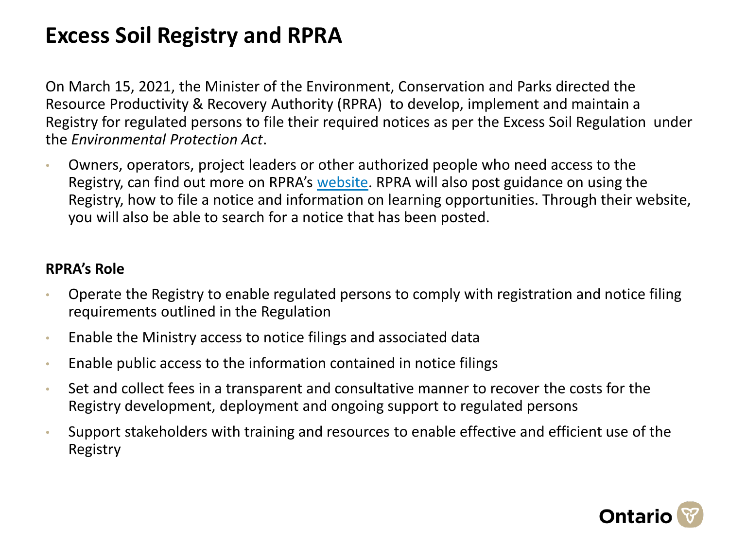# Excess Soil Registry and RPRA

On March 15, 2021, the Minister of the Environment, Conservation and Parks directed the Resource Productivity & Recovery Authority (RPRA) to develop, implement and maintain a Registry for regulated persons to file their required notices as per the Excess Soil Regulation under the *Environmental Protection Act*.

- Owners, operators, project leaders or other authorized people who need access to the Registry, can find out more on RPRA's website. RPRA will also post guidance on using the Registry, how to file a notice and information on learning opportunities. Through their website, you will also be able to search for a notice that has been posted.

**RPRA's Role**

- Operate the Registry to enable regulated persons to comply with registration and notice filing requirements outlined in the Regulation
- Enable the Ministry access to notice filings and associated data
- Enable public access to the information contained in notice filings
- Set and collect fees in a transparent and consultative manner to recover the costs for the Registry development, deployment and ongoing support to regulated persons
- Support stakeholders with training and resources to enable effective and efficient use of the Registry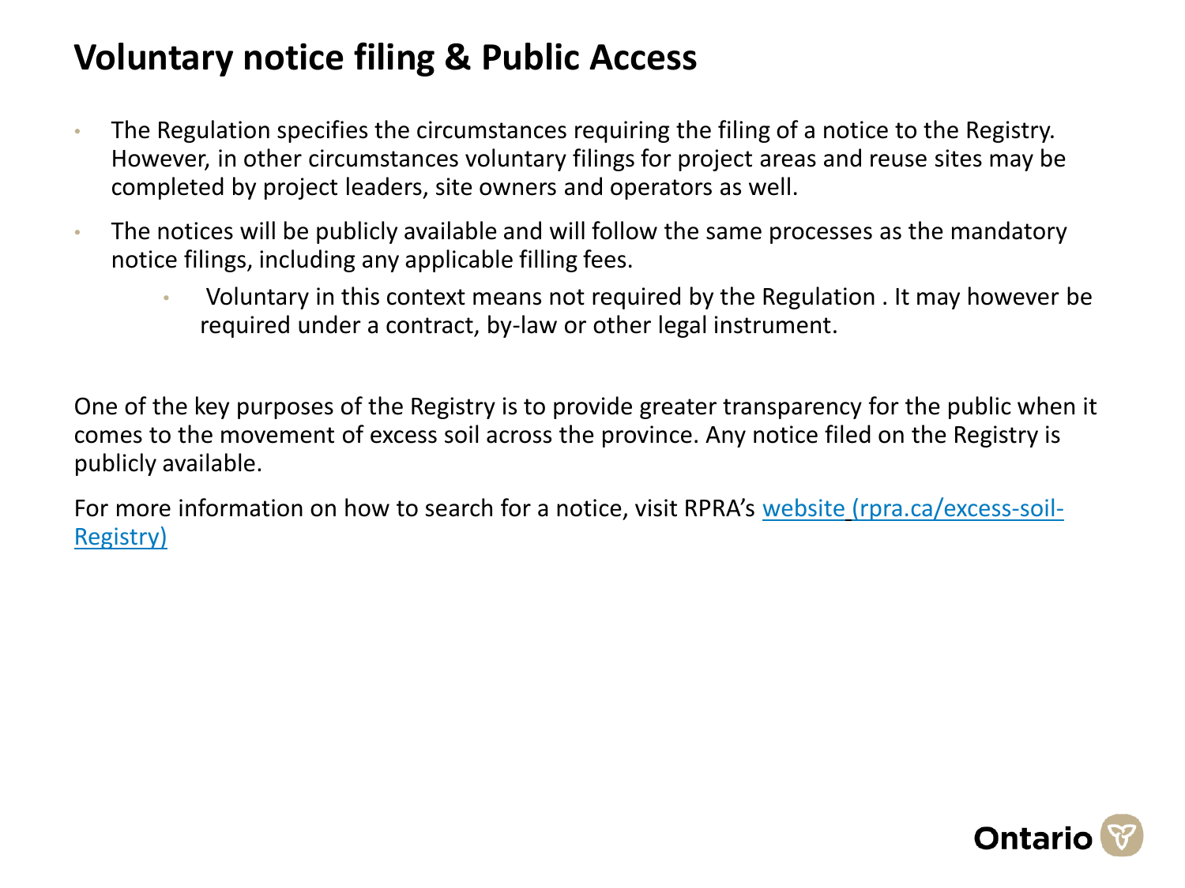# Voluntary notice filing & Public Access

- The Regulation specifies the circumstances requiring the filing of a notice to the Registry. However, in other circumstances voluntary filings for project areas and reuse sites may be completed by project leaders, site owners and operators as well.
- The notices will be publicly available and will follow the same processes as the mandatory notice filings, including any applicable filling fees.
  - Voluntary in this context means not required by the Regulation . It may however be required under a contract, by-law or other legal instrument.

One of the key purposes of the Registry is to provide greater transparency for the public when it comes to the movement of excess soil across the province. Any notice filed on the Registry is publicly available.

For more information on how to search for a notice, visit RPRA's [website (rpra.ca/excess-soil-Registry)](rpra.ca/excess-soil-Registry)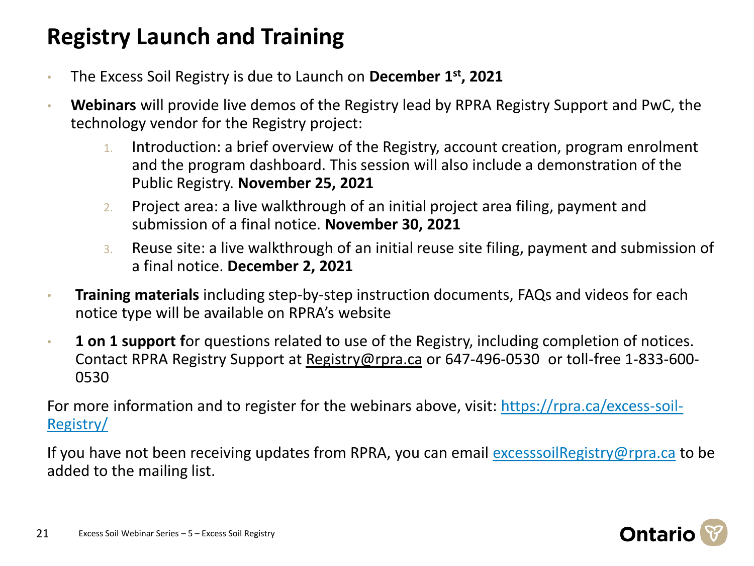# Registry Launch and Training

- The Excess Soil Registry is due to Launch on **December 1st, 2021**
- **Webinars** will provide live demos of the Registry lead by RPRA Registry Support and PwC, the technology vendor for the Registry project:
    1. Introduction: a brief overview of the Registry, account creation, program enrolment and the program dashboard. This session will also include a demonstration of the Public Registry. **November 25, 2021**
    2. Project area: a live walkthrough of an initial project area filing, payment and submission of a final notice. **November 30, 2021**
    3. Reuse site: a live walkthrough of an initial reuse site filing, payment and submission of a final notice. **December 2, 2021**
- **Training materials** including step-by-step instruction documents, FAQs and videos for each notice type will be available on RPRA's website
- **1 on 1 support f**or questions related to use of the Registry, including completion of notices. Contact RPRA Registry Support at Registry@rpra.ca or 647-496-0530 or toll-free 1-833-600-0530

For more information and to register for the webinars above, visit: https://rpra.ca/excess-soil-Registry/

If you have not been receiving updates from RPRA, you can email excesssoilRegistry@rpra.ca to be added to the mailing list.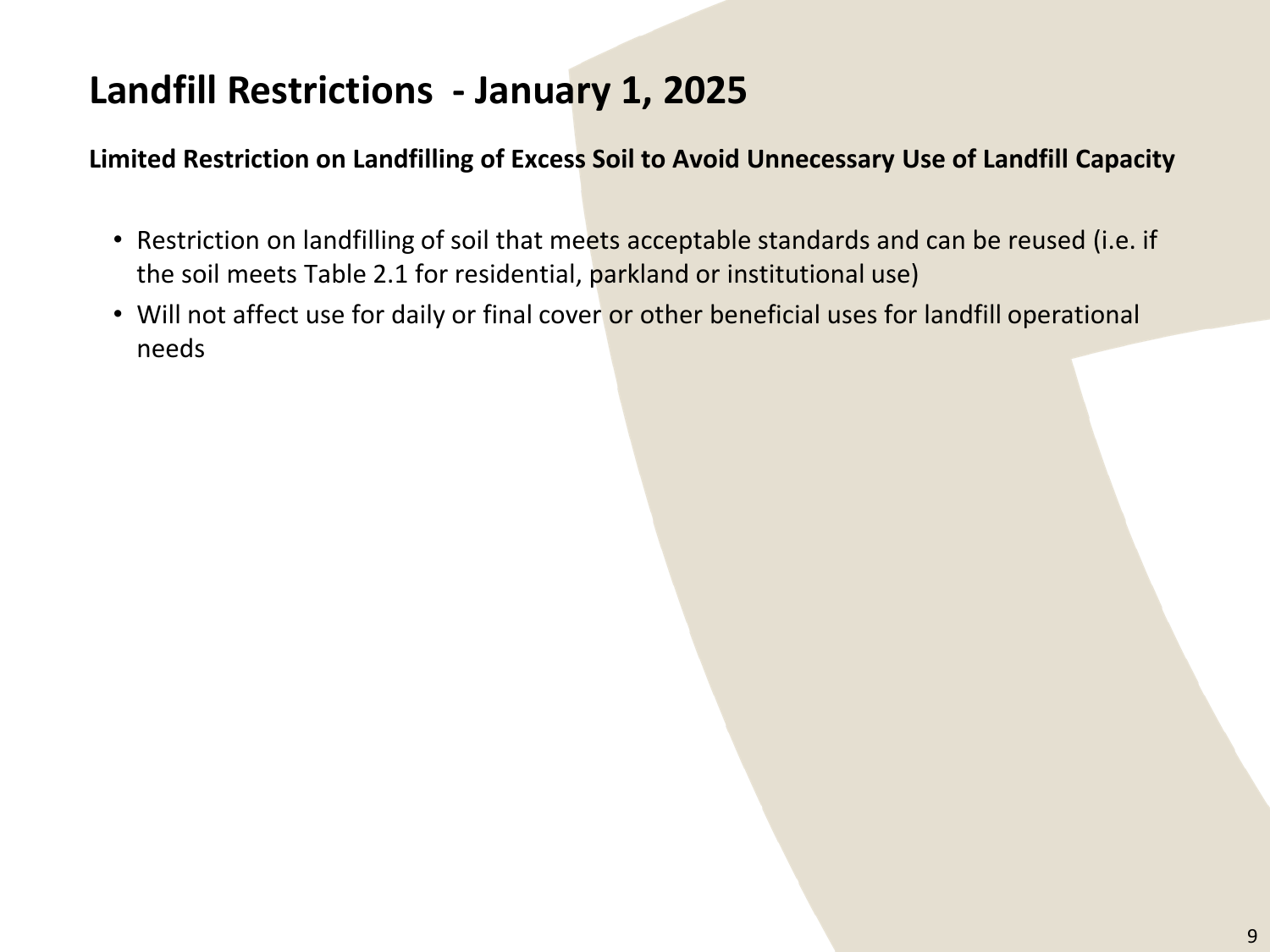# Landfill Restrictions - January 1, 2025

**Limited Restriction on Landfilling of Excess Soil to Avoid Unnecessary Use of Landfill Capacity**

- Restriction on landfilling of soil that meets acceptable standards and can be reused (i.e. if the soil meets Table 2.1 for residential, parkland or institutional use)
- Will not affect use for daily or final cover or other beneficial uses for landfill operational needs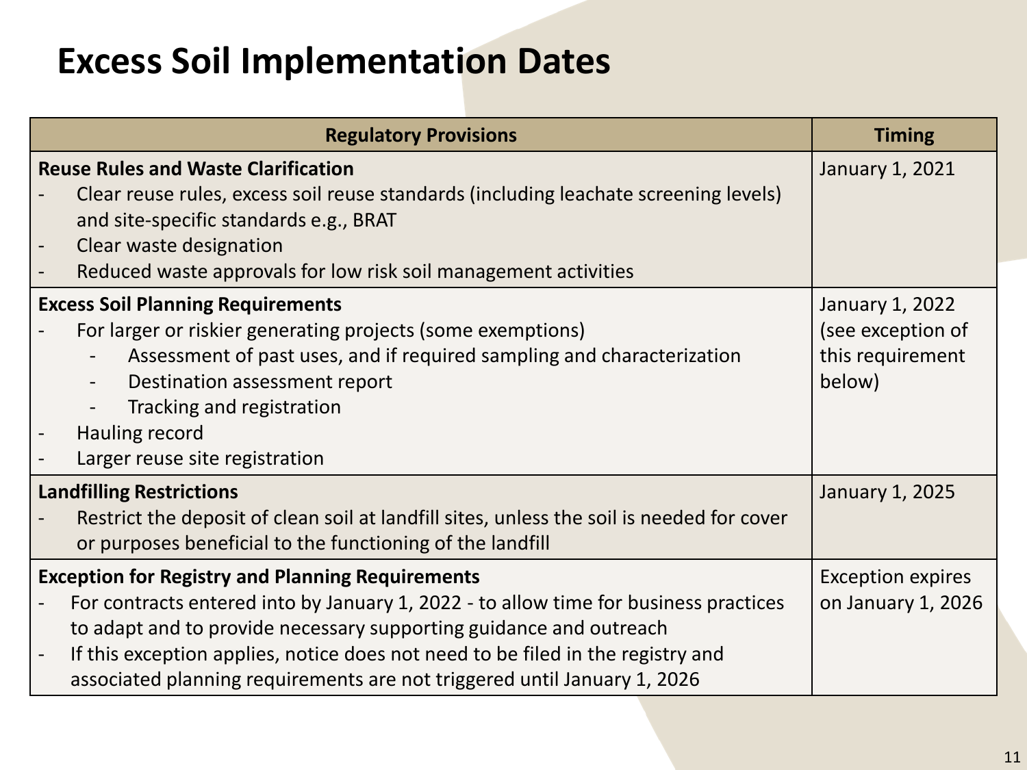# Excess Soil Implementation Dates

| Regulatory Provisions | Timing |
| --- | --- |
| **Reuse Rules and Waste Clarification**<br>- Clear reuse rules, excess soil reuse standards (including leachate screening levels) and site-specific standards e.g., BRAT<br>- Clear waste designation<br>- Reduced waste approvals for low risk soil management activities | January 1, 2021 |
| **Excess Soil Planning Requirements**<br>- For larger or riskier generating projects (some exemptions)<br>&nbsp;&nbsp;&nbsp;&nbsp;- Assessment of past uses, and if required sampling and characterization<br>&nbsp;&nbsp;&nbsp;&nbsp;- Destination assessment report<br>&nbsp;&nbsp;&nbsp;&nbsp;- Tracking and registration<br>- Hauling record<br>- Larger reuse site registration | January 1, 2022 (see exception of this requirement below) |
| **Landfilling Restrictions**<br>- Restrict the deposit of clean soil at landfill sites, unless the soil is needed for cover or purposes beneficial to the functioning of the landfill | January 1, 2025 |
| **Exception for Registry and Planning Requirements**<br>- For contracts entered into by January 1, 2022 - to allow time for business practices to adapt and to provide necessary supporting guidance and outreach<br>- If this exception applies, notice does not need to be filed in the registry and associated planning requirements are not triggered until January 1, 2026 | Exception expires on January 1, 2026 |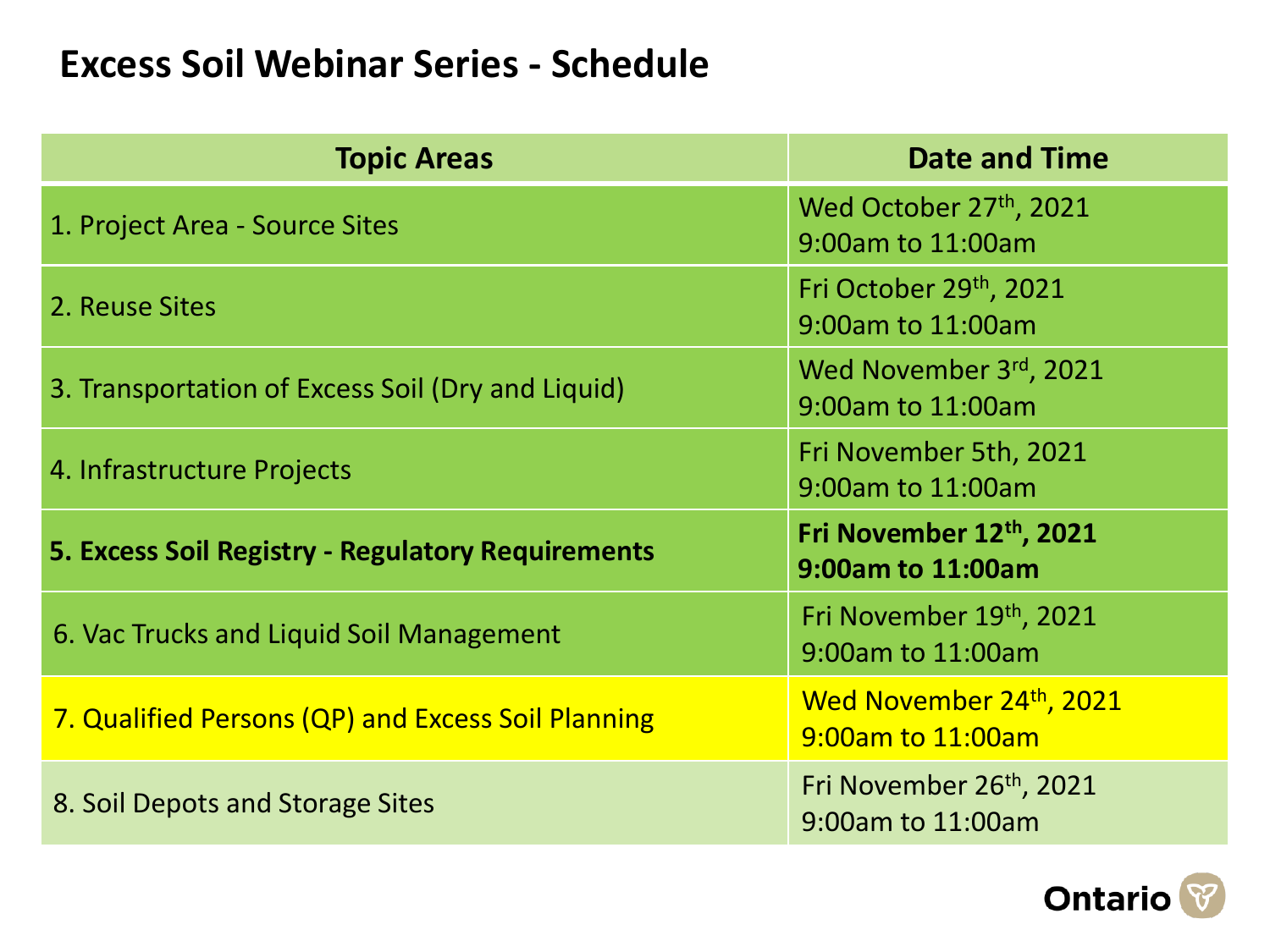# Excess Soil Webinar Series - Schedule

| Topic Areas | Date and Time |
| --- | --- |
| 1. Project Area - Source Sites | Wed October 27th, 2021<br>9:00am to 11:00am |
| 2. Reuse Sites | Fri October 29th, 2021<br>9:00am to 11:00am |
| 3. Transportation of Excess Soil (Dry and Liquid) | Wed November 3rd, 2021<br>9:00am to 11:00am |
| 4. Infrastructure Projects | Fri November 5th, 2021<br>9:00am to 11:00am |
| **5. Excess Soil Registry - Regulatory Requirements** | **Fri November 12th, 2021<br>9:00am to 11:00am** |
| 6. Vac Trucks and Liquid Soil Management | Fri November 19th, 2021<br>9:00am to 11:00am |
| 7. Qualified Persons (QP) and Excess Soil Planning | Wed November 24th, 2021<br>9:00am to 11:00am |
| 8. Soil Depots and Storage Sites | Fri November 26th, 2021<br>9:00am to 11:00am |

Ontario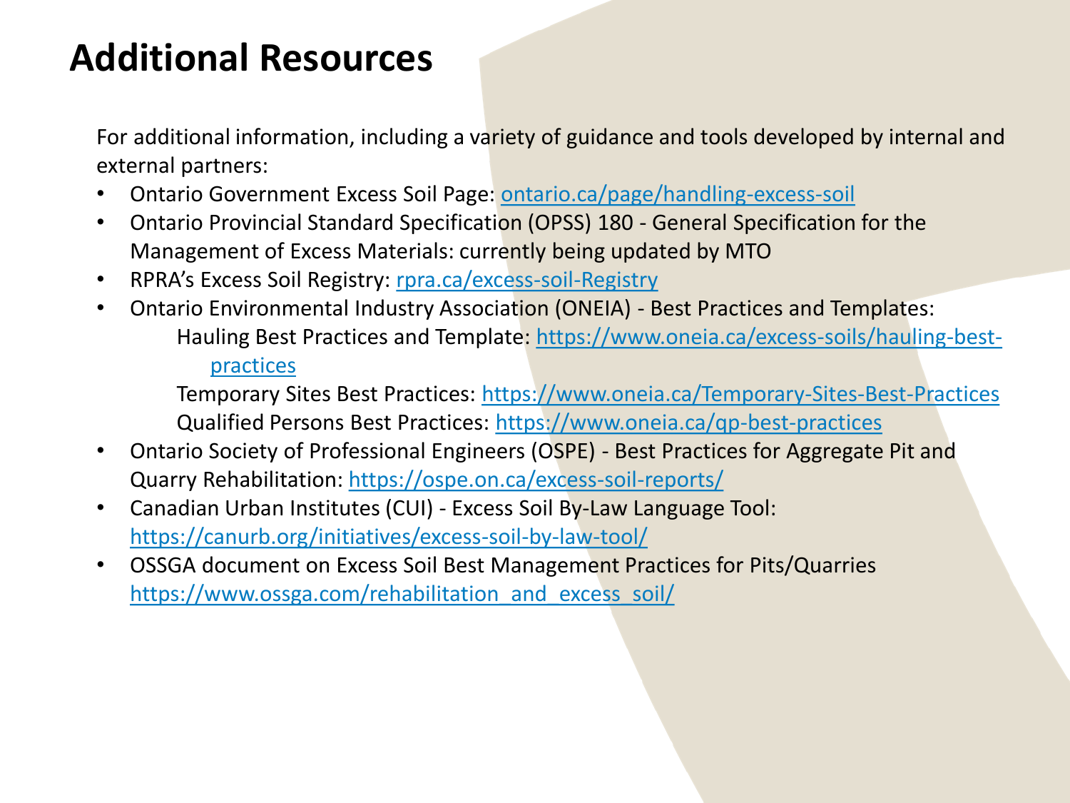# Additional Resources

For additional information, including a variety of guidance and tools developed by internal and external partners:

- Ontario Government Excess Soil Page: [ontario.ca/page/handling-excess-soil](https://ontario.ca/page/handling-excess-soil)
- Ontario Provincial Standard Specification (OPSS) 180 - General Specification for the Management of Excess Materials: currently being updated by MTO
- RPRA's Excess Soil Registry: [rpra.ca/excess-soil-Registry](https://rpra.ca/excess-soil-Registry)
- Ontario Environmental Industry Association (ONEIA) - Best Practices and Templates:
  - Hauling Best Practices and Template: [https://www.oneia.ca/excess-soils/hauling-best-practices](https://www.oneia.ca/excess-soils/hauling-best-practices)
  - Temporary Sites Best Practices: [https://www.oneia.ca/Temporary-Sites-Best-Practices](https://www.oneia.ca/Temporary-Sites-Best-Practices)
  - Qualified Persons Best Practices: [https://www.oneia.ca/qp-best-practices](https://www.oneia.ca/qp-best-practices)
- Ontario Society of Professional Engineers (OSPE) - Best Practices for Aggregate Pit and Quarry Rehabilitation: [https://ospe.on.ca/excess-soil-reports/](https://ospe.on.ca/excess-soil-reports/)
- Canadian Urban Institutes (CUI) - Excess Soil By-Law Language Tool: [https://canurb.org/initiatives/excess-soil-by-law-tool/](https://canurb.org/initiatives/excess-soil-by-law-tool/)
- OSSGA document on Excess Soil Best Management Practices for Pits/Quarries [https://www.ossga.com/rehabilitation_and_excess_soil/](https://www.ossga.com/rehabilitation_and_excess_soil/)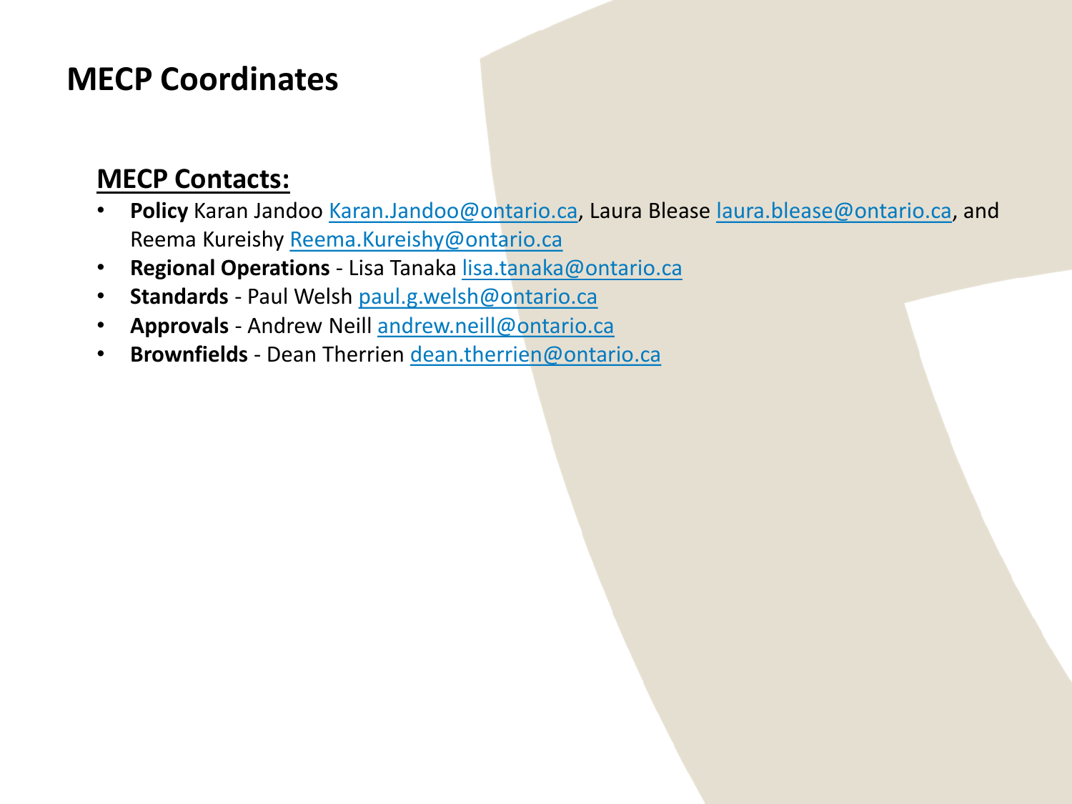# MECP Coordinates

## MECP Contacts:

- **Policy** Karan Jandoo Karan.Jandoo@ontario.ca, Laura Blease laura.blease@ontario.ca, and Reema Kureishy Reema.Kureishy@ontario.ca
- **Regional Operations** - Lisa Tanaka lisa.tanaka@ontario.ca
- **Standards** - Paul Welsh paul.g.welsh@ontario.ca
- **Approvals** - Andrew Neill andrew.neill@ontario.ca
- **Brownfields** - Dean Therrien dean.therrien@ontario.ca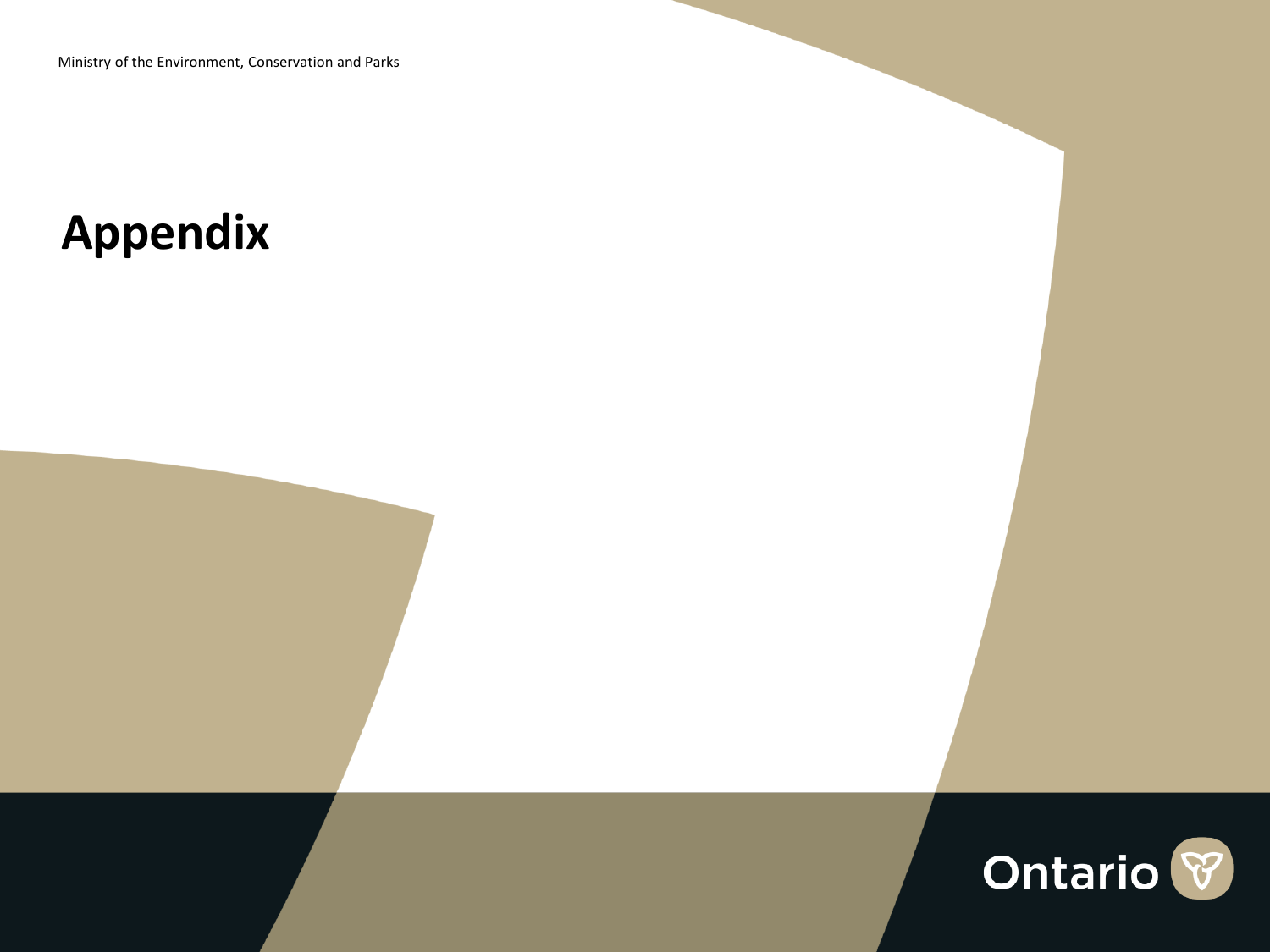# Appendix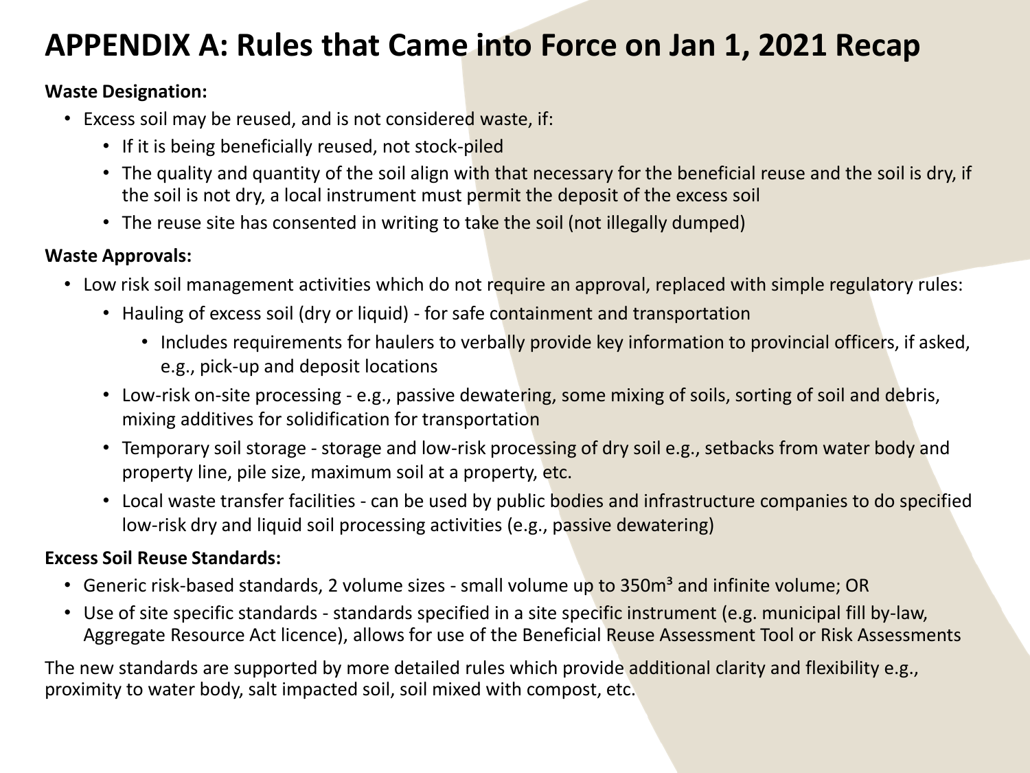# APPENDIX A: Rules that Came into Force on Jan 1, 2021 Recap

**Waste Designation:**

- Excess soil may be reused, and is not considered waste, if:
  - If it is being beneficially reused, not stock-piled
  - The quality and quantity of the soil align with that necessary for the beneficial reuse and the soil is dry, if the soil is not dry, a local instrument must permit the deposit of the excess soil
  - The reuse site has consented in writing to take the soil (not illegally dumped)

**Waste Approvals:**

- Low risk soil management activities which do not require an approval, replaced with simple regulatory rules:
  - Hauling of excess soil (dry or liquid) - for safe containment and transportation
    - Includes requirements for haulers to verbally provide key information to provincial officers, if asked, e.g., pick-up and deposit locations
  - Low-risk on-site processing - e.g., passive dewatering, some mixing of soils, sorting of soil and debris, mixing additives for solidification for transportation
  - Temporary soil storage - storage and low-risk processing of dry soil e.g., setbacks from water body and property line, pile size, maximum soil at a property, etc.
  - Local waste transfer facilities - can be used by public bodies and infrastructure companies to do specified low-risk dry and liquid soil processing activities (e.g., passive dewatering)

**Excess Soil Reuse Standards:**

- Generic risk-based standards, 2 volume sizes - small volume up to 350m$^3$ and infinite volume; OR
- Use of site specific standards - standards specified in a site specific instrument (e.g. municipal fill by-law, Aggregate Resource Act licence), allows for use of the Beneficial Reuse Assessment Tool or Risk Assessments

The new standards are supported by more detailed rules which provide additional clarity and flexibility e.g., proximity to water body, salt impacted soil, soil mixed with compost, etc.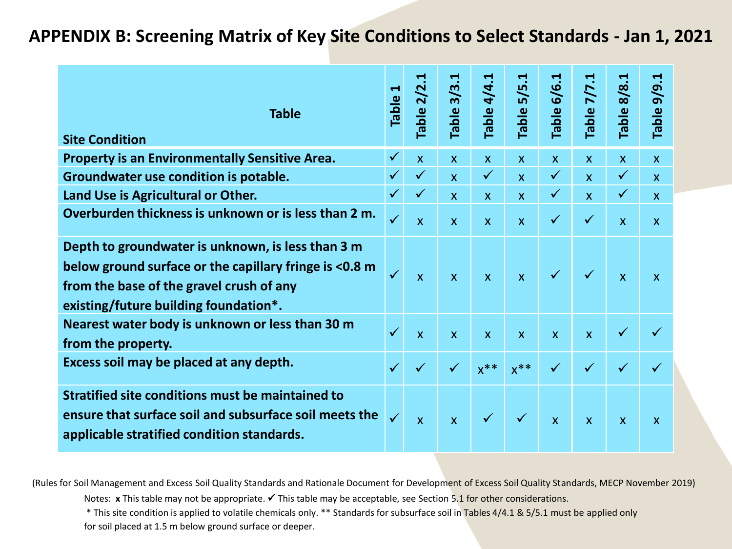# APPENDIX B: Screening Matrix of Key Site Conditions to Select Standards - Jan 1, 2021

| Site Condition / Table | Table 1 | Table 2/2.1 | Table 3/3.1 | Table 4/4.1 | Table 5/5.1 | Table 6/6.1 | Table 7/7.1 | Table 8/8.1 | Table 9/9.1 |
|---|---|---|---|---|---|---|---|---|---|
| **Property is an Environmentally Sensitive Area.** | ✓ | x | x | x | x | x | x | x | x |
| **Groundwater use condition is potable.** | ✓ | ✓ | x | ✓ | x | ✓ | x | ✓ | x |
| **Land Use is Agricultural or Other.** | ✓ | ✓ | x | x | x | ✓ | x | ✓ | x |
| **Overburden thickness is unknown or is less than 2 m.** | ✓ | x | x | x | x | ✓ | ✓ | x | x |
| **Depth to groundwater is unknown, is less than 3 m below ground surface or the capillary fringe is <0.8 m from the base of the gravel crush of any existing/future building foundation*.** | ✓ | x | x | x | x | ✓ | ✓ | x | x |
| **Nearest water body is unknown or less than 30 m from the property.** | ✓ | x | x | x | x | x | x | ✓ | ✓ |
| **Excess soil may be placed at any depth.** | ✓ | ✓ | ✓ | x** | x** | ✓ | ✓ | ✓ | ✓ |
| **Stratified site conditions must be maintained to ensure that surface soil and subsurface soil meets the applicable stratified condition standards.** | ✓ | x | x | ✓ | ✓ | x | x | x | x |

(Rules for Soil Management and Excess Soil Quality Standards and Rationale Document for Development of Excess Soil Quality Standards, MECP November 2019)

Notes: **x** This table may not be appropriate. ✓ This table may be acceptable, see Section 5.1 for other considerations.

\* This site condition is applied to volatile chemicals only. ** Standards for subsurface soil in Tables 4/4.1 & 5/5.1 must be applied only for soil placed at 1.5 m below ground surface or deeper.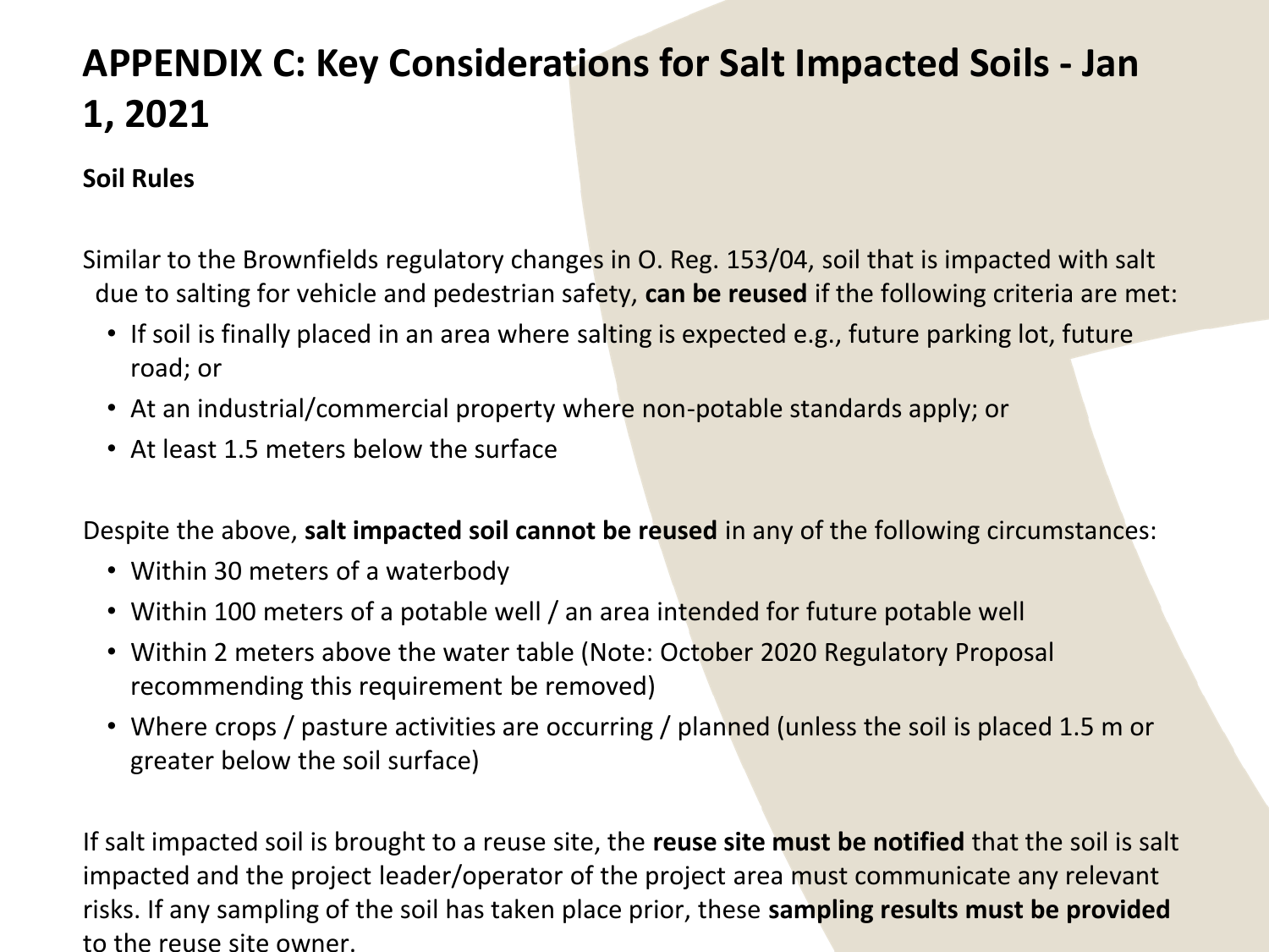# APPENDIX C: Key Considerations for Salt Impacted Soils - Jan 1, 2021

**Soil Rules**

Similar to the Brownfields regulatory changes in O. Reg. 153/04, soil that is impacted with salt due to salting for vehicle and pedestrian safety, **can be reused** if the following criteria are met:

- If soil is finally placed in an area where salting is expected e.g., future parking lot, future road; or
- At an industrial/commercial property where non-potable standards apply; or
- At least 1.5 meters below the surface

Despite the above, **salt impacted soil cannot be reused** in any of the following circumstances:

- Within 30 meters of a waterbody
- Within 100 meters of a potable well / an area intended for future potable well
- Within 2 meters above the water table (Note: October 2020 Regulatory Proposal recommending this requirement be removed)
- Where crops / pasture activities are occurring / planned (unless the soil is placed 1.5 m or greater below the soil surface)

If salt impacted soil is brought to a reuse site, the **reuse site must be notified** that the soil is salt impacted and the project leader/operator of the project area must communicate any relevant risks. If any sampling of the soil has taken place prior, these **sampling results must be provided** to the reuse site owner.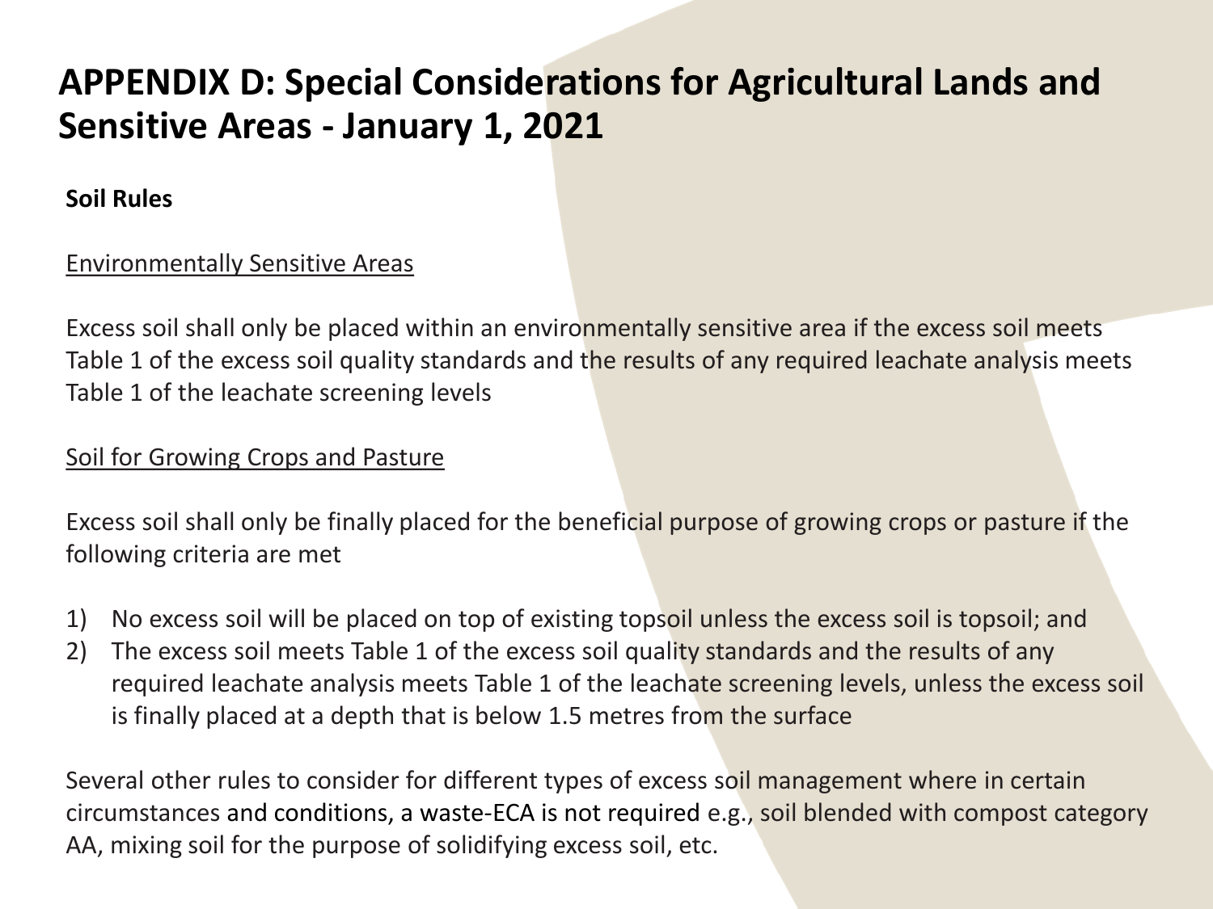# APPENDIX D: Special Considerations for Agricultural Lands and Sensitive Areas - January 1, 2021

**Soil Rules**

Environmentally Sensitive Areas

Excess soil shall only be placed within an environmentally sensitive area if the excess soil meets Table 1 of the excess soil quality standards and the results of any required leachate analysis meets Table 1 of the leachate screening levels

Soil for Growing Crops and Pasture

Excess soil shall only be finally placed for the beneficial purpose of growing crops or pasture if the following criteria are met

1) No excess soil will be placed on top of existing topsoil unless the excess soil is topsoil; and
2) The excess soil meets Table 1 of the excess soil quality standards and the results of any required leachate analysis meets Table 1 of the leachate screening levels, unless the excess soil is finally placed at a depth that is below 1.5 metres from the surface

Several other rules to consider for different types of excess soil management where in certain circumstances and conditions, a waste-ECA is not required e.g., soil blended with compost category AA, mixing soil for the purpose of solidifying excess soil, etc.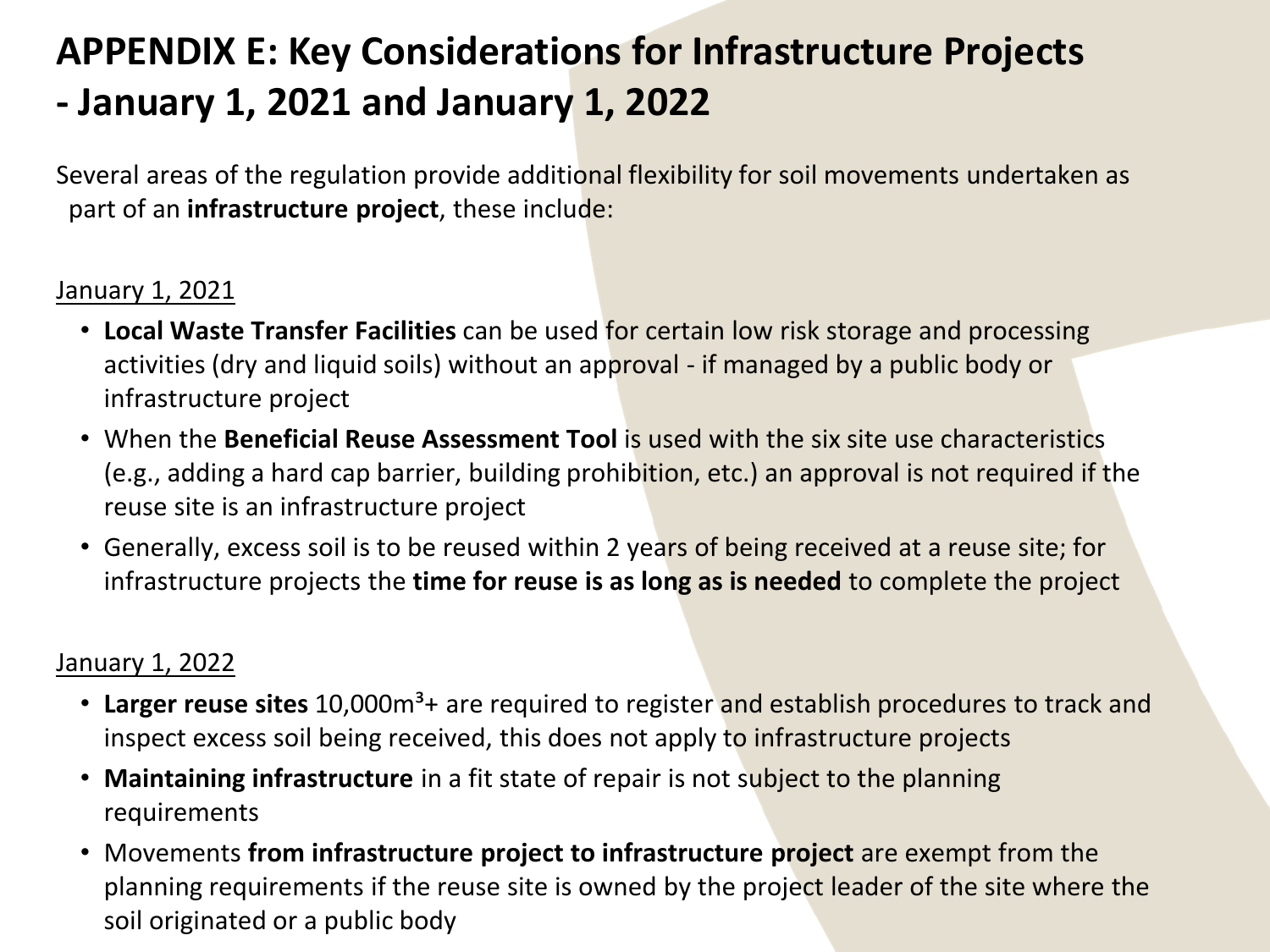# APPENDIX E: Key Considerations for Infrastructure Projects - January 1, 2021 and January 1, 2022

Several areas of the regulation provide additional flexibility for soil movements undertaken as part of an **infrastructure project**, these include:

<u>January 1, 2021</u>

- **Local Waste Transfer Facilities** can be used for certain low risk storage and processing activities (dry and liquid soils) without an approval - if managed by a public body or infrastructure project
- When the **Beneficial Reuse Assessment Tool** is used with the six site use characteristics (e.g., adding a hard cap barrier, building prohibition, etc.) an approval is not required if the reuse site is an infrastructure project
- Generally, excess soil is to be reused within 2 years of being received at a reuse site; for infrastructure projects the **time for reuse is as long as is needed** to complete the project

<u>January 1, 2022</u>

- **Larger reuse sites** 10,000m$^3$+ are required to register and establish procedures to track and inspect excess soil being received, this does not apply to infrastructure projects
- **Maintaining infrastructure** in a fit state of repair is not subject to the planning requirements
- Movements **from infrastructure project to infrastructure project** are exempt from the planning requirements if the reuse site is owned by the project leader of the site where the soil originated or a public body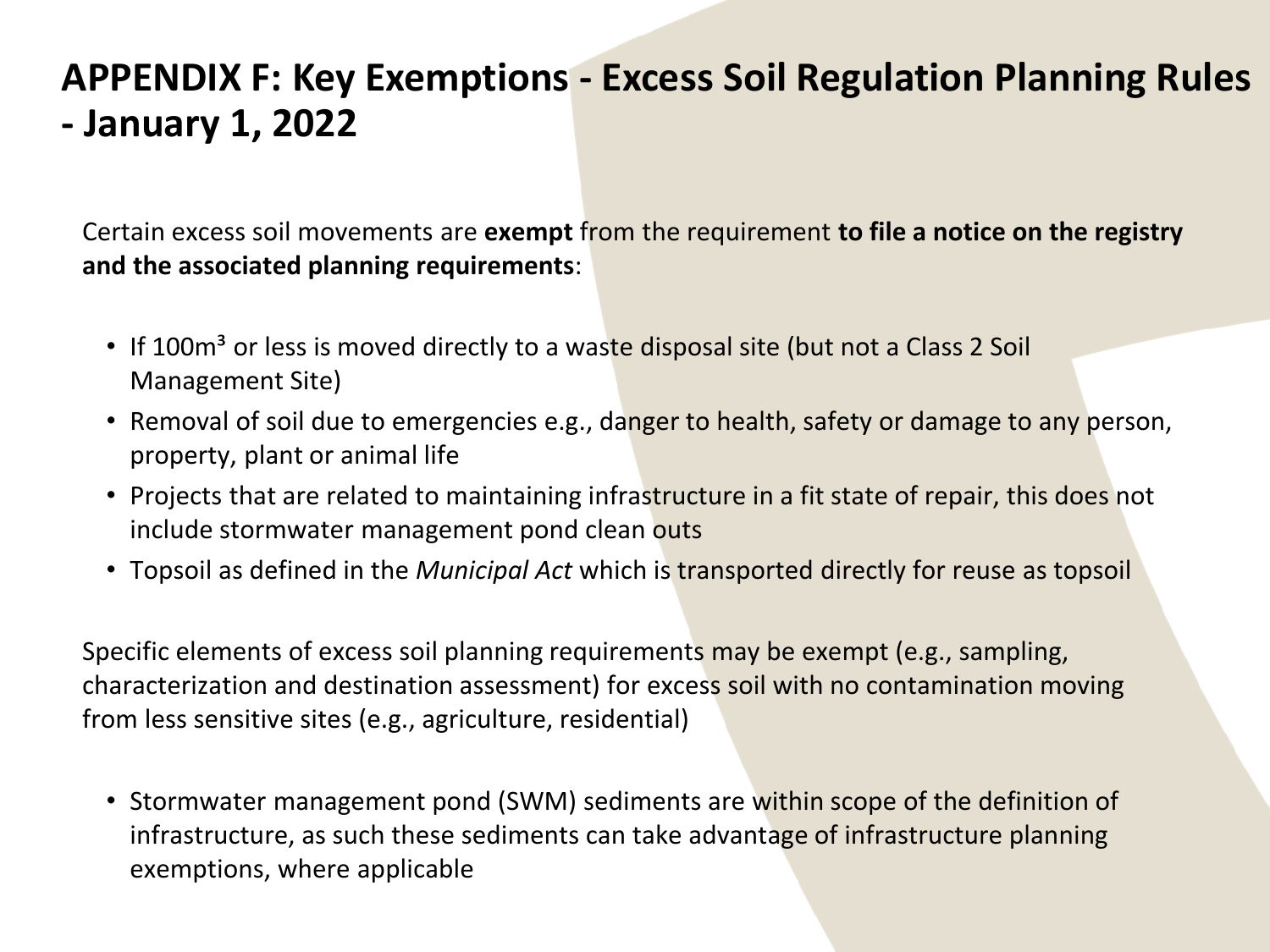# APPENDIX F: Key Exemptions - Excess Soil Regulation Planning Rules - January 1, 2022

Certain excess soil movements are **exempt** from the requirement **to file a notice on the registry and the associated planning requirements**:

- If $100m^3$ or less is moved directly to a waste disposal site (but not a Class 2 Soil Management Site)
- Removal of soil due to emergencies e.g., danger to health, safety or damage to any person, property, plant or animal life
- Projects that are related to maintaining infrastructure in a fit state of repair, this does not include stormwater management pond clean outs
- Topsoil as defined in the *Municipal Act* which is transported directly for reuse as topsoil

Specific elements of excess soil planning requirements may be exempt (e.g., sampling, characterization and destination assessment) for excess soil with no contamination moving from less sensitive sites (e.g., agriculture, residential)

- Stormwater management pond (SWM) sediments are within scope of the definition of infrastructure, as such these sediments can take advantage of infrastructure planning exemptions, where applicable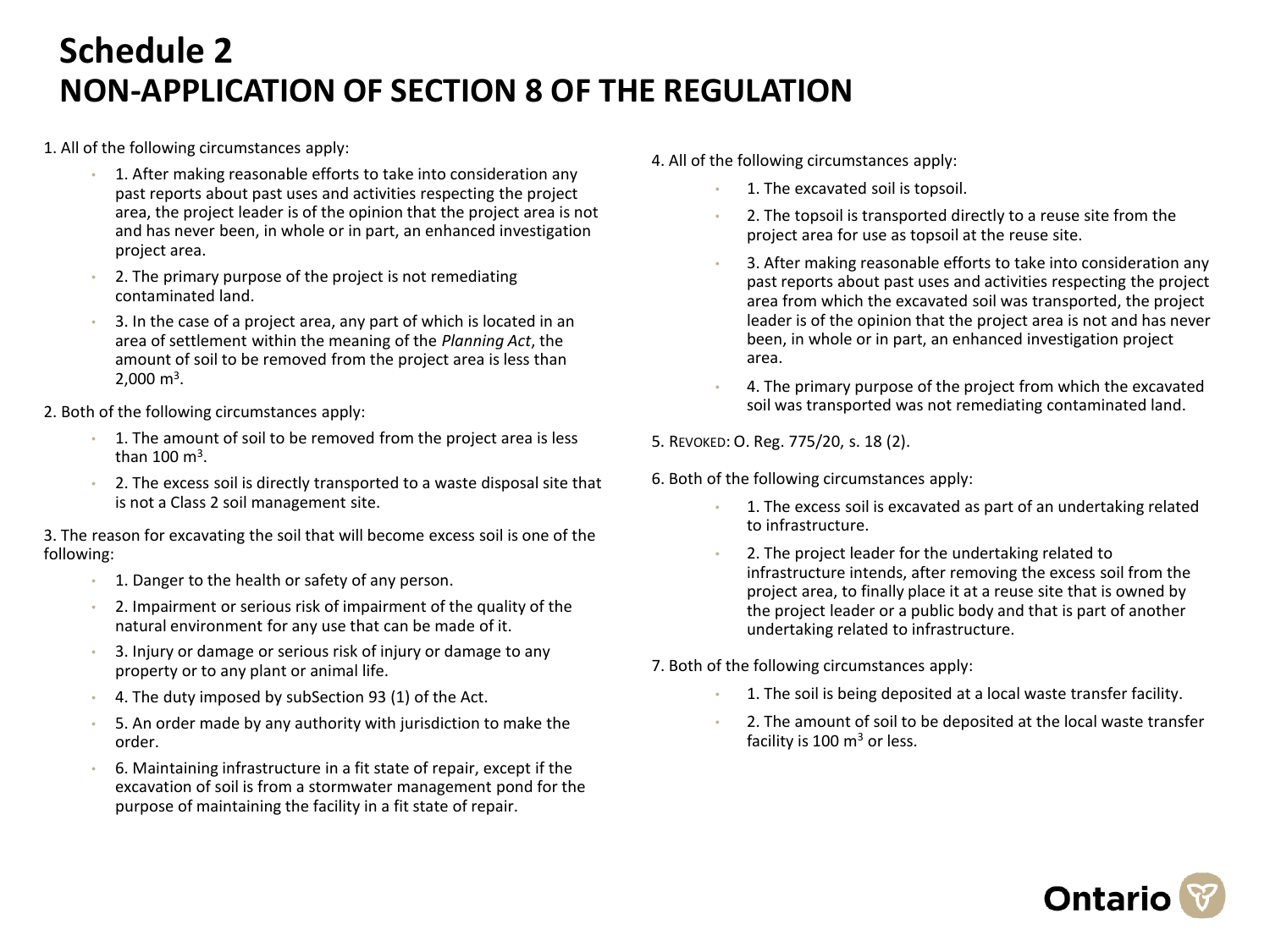# Schedule 2
# NON-APPLICATION OF SECTION 8 OF THE REGULATION

1. All of the following circumstances apply:
   - 1. After making reasonable efforts to take into consideration any past reports about past uses and activities respecting the project area, the project leader is of the opinion that the project area is not and has never been, in whole or in part, an enhanced investigation project area.
   - 2. The primary purpose of the project is not remediating contaminated land.
   - 3. In the case of a project area, any part of which is located in an area of settlement within the meaning of the *Planning Act*, the amount of soil to be removed from the project area is less than 2,000 $m^3$.

2. Both of the following circumstances apply:
   - 1. The amount of soil to be removed from the project area is less than 100 $m^3$.
   - 2. The excess soil is directly transported to a waste disposal site that is not a Class 2 soil management site.

3. The reason for excavating the soil that will become excess soil is one of the following:
   - 1. Danger to the health or safety of any person.
   - 2. Impairment or serious risk of impairment of the quality of the natural environment for any use that can be made of it.
   - 3. Injury or damage or serious risk of injury or damage to any property or to any plant or animal life.
   - 4. The duty imposed by subSection 93 (1) of the Act.
   - 5. An order made by any authority with jurisdiction to make the order.
   - 6. Maintaining infrastructure in a fit state of repair, except if the excavation of soil is from a stormwater management pond for the purpose of maintaining the facility in a fit state of repair.

4. All of the following circumstances apply:
   - 1. The excavated soil is topsoil.
   - 2. The topsoil is transported directly to a reuse site from the project area for use as topsoil at the reuse site.
   - 3. After making reasonable efforts to take into consideration any past reports about past uses and activities respecting the project area from which the excavated soil was transported, the project leader is of the opinion that the project area is not and has never been, in whole or in part, an enhanced investigation project area.
   - 4. The primary purpose of the project from which the excavated soil was transported was not remediating contaminated land.

5. REVOKED: O. Reg. 775/20, s. 18 (2).

6. Both of the following circumstances apply:
   - 1. The excess soil is excavated as part of an undertaking related to infrastructure.
   - 2. The project leader for the undertaking related to infrastructure intends, after removing the excess soil from the project area, to finally place it at a reuse site that is owned by the project leader or a public body and that is part of another undertaking related to infrastructure.

7. Both of the following circumstances apply:
   - 1. The soil is being deposited at a local waste transfer facility.
   - 2. The amount of soil to be deposited at the local waste transfer facility is 100 $m^3$ or less.